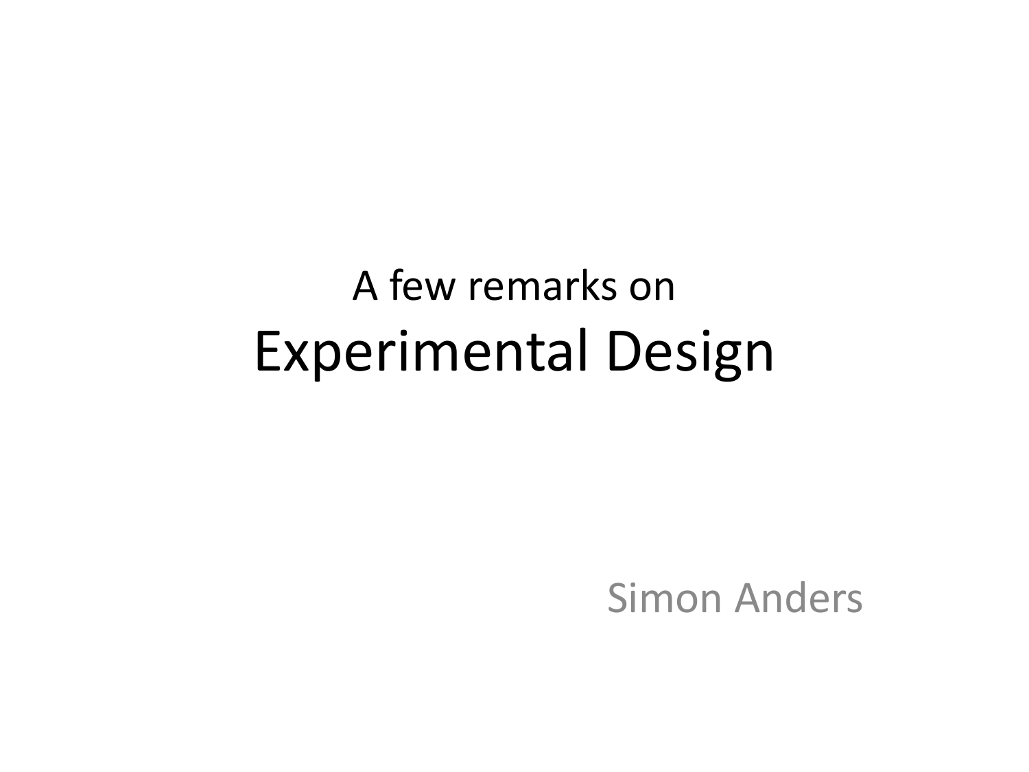A few remarks on

# Experimental Design

Simon Anders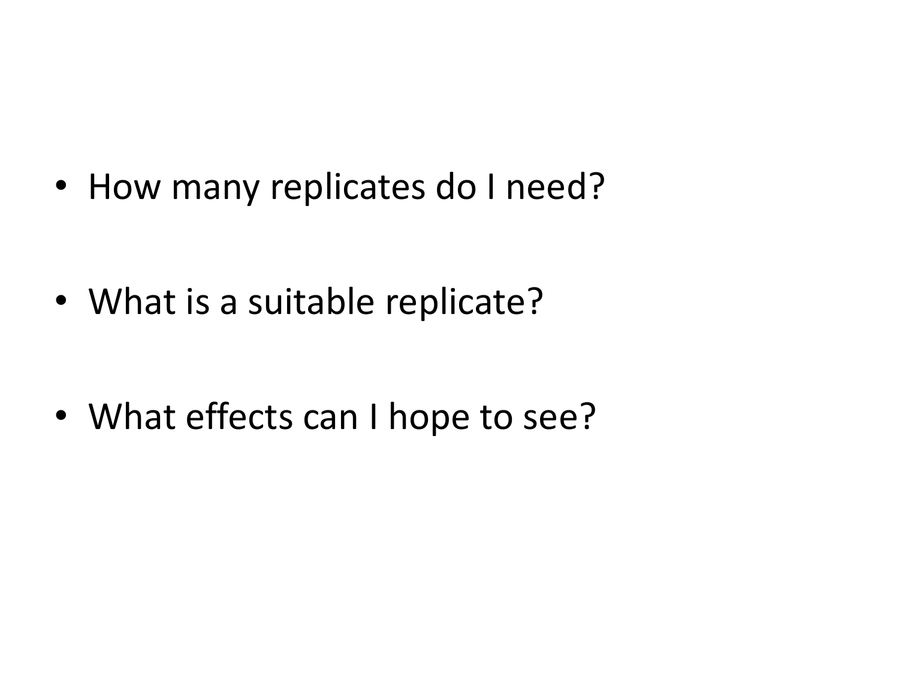- How many replicates do I need?
- What is a suitable replicate?
- What effects can I hope to see?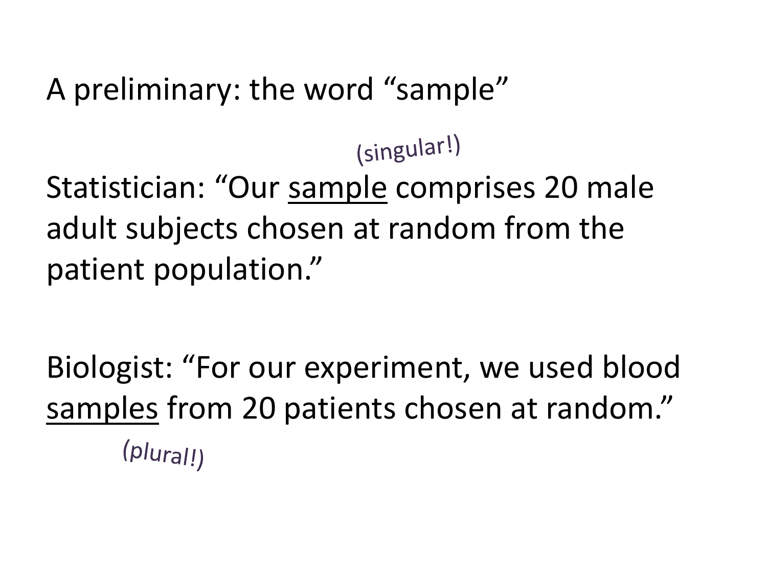A preliminary: the word "sample"

(singular!)

Statistician: "Our <u>sample</u> comprises 20 male adult subjects chosen at random from the patient population."

Biologist: "For our experiment, we used blood <u>samples</u> from 20 patients chosen at random."

(plural!)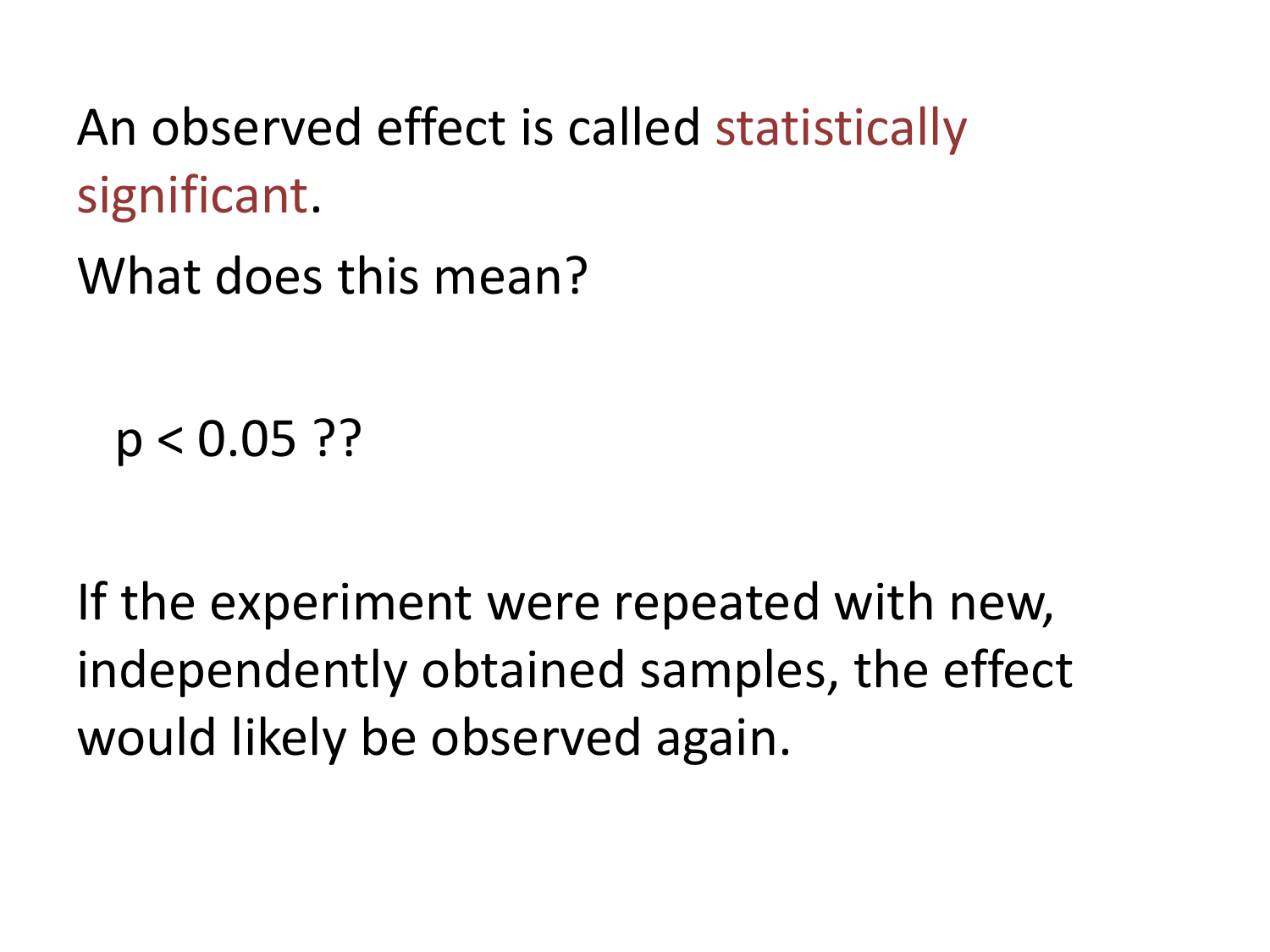An observed effect is called statistically significant.

What does this mean?

$p < 0.05$ ??

If the experiment were repeated with new, independently obtained samples, the effect would likely be observed again.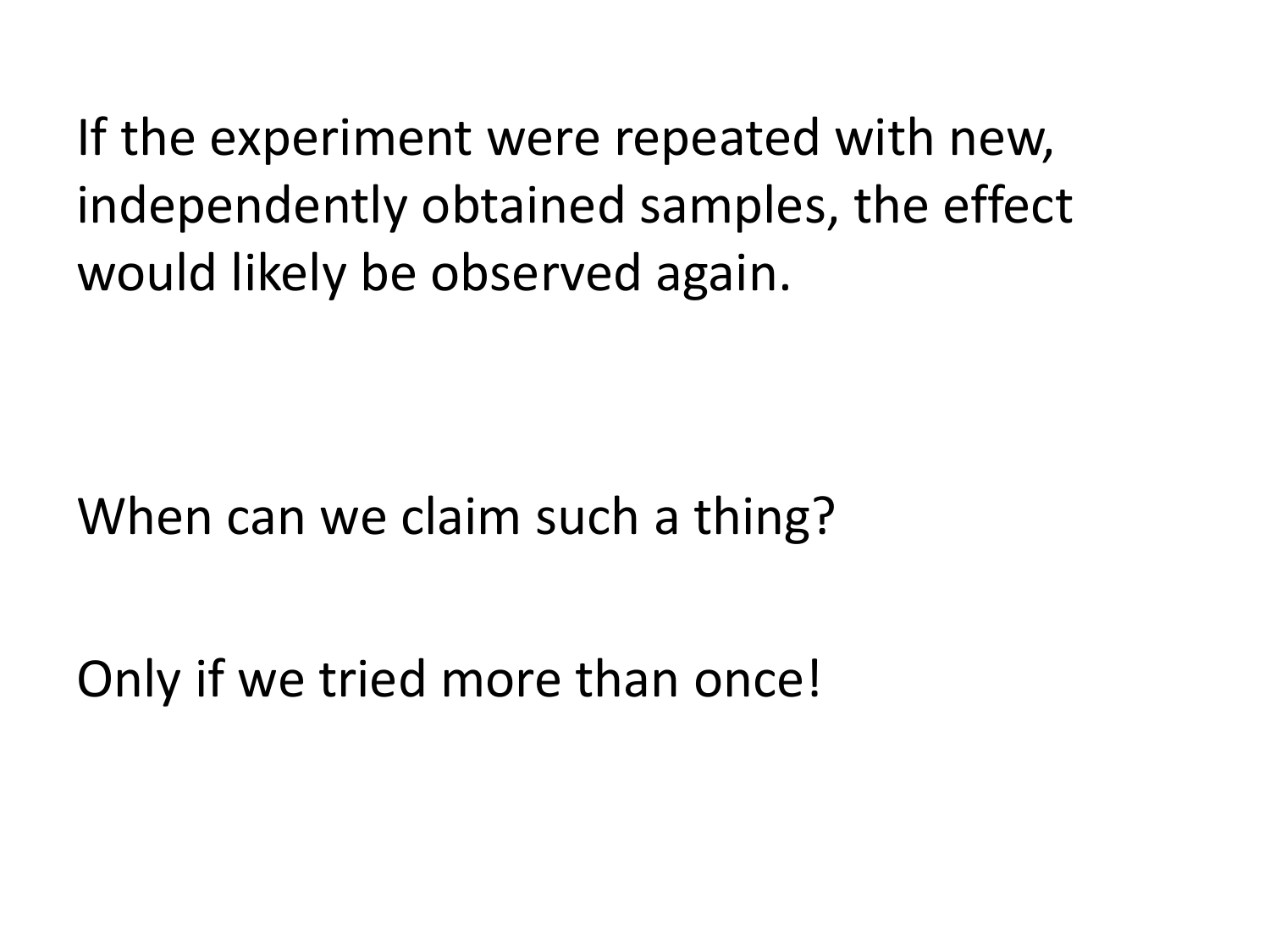If the experiment were repeated with new, independently obtained samples, the effect would likely be observed again.

When can we claim such a thing?

Only if we tried more than once!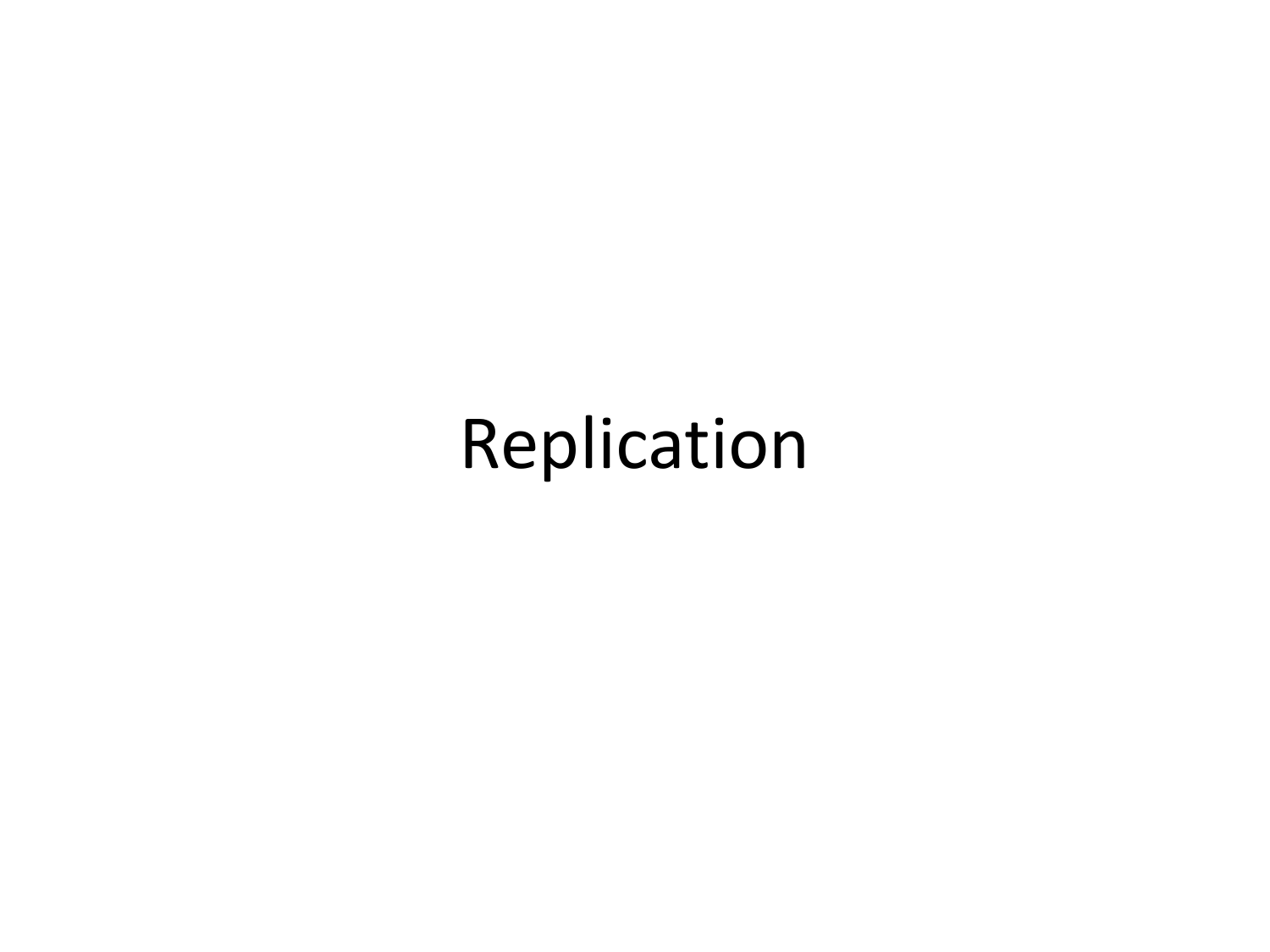# Replication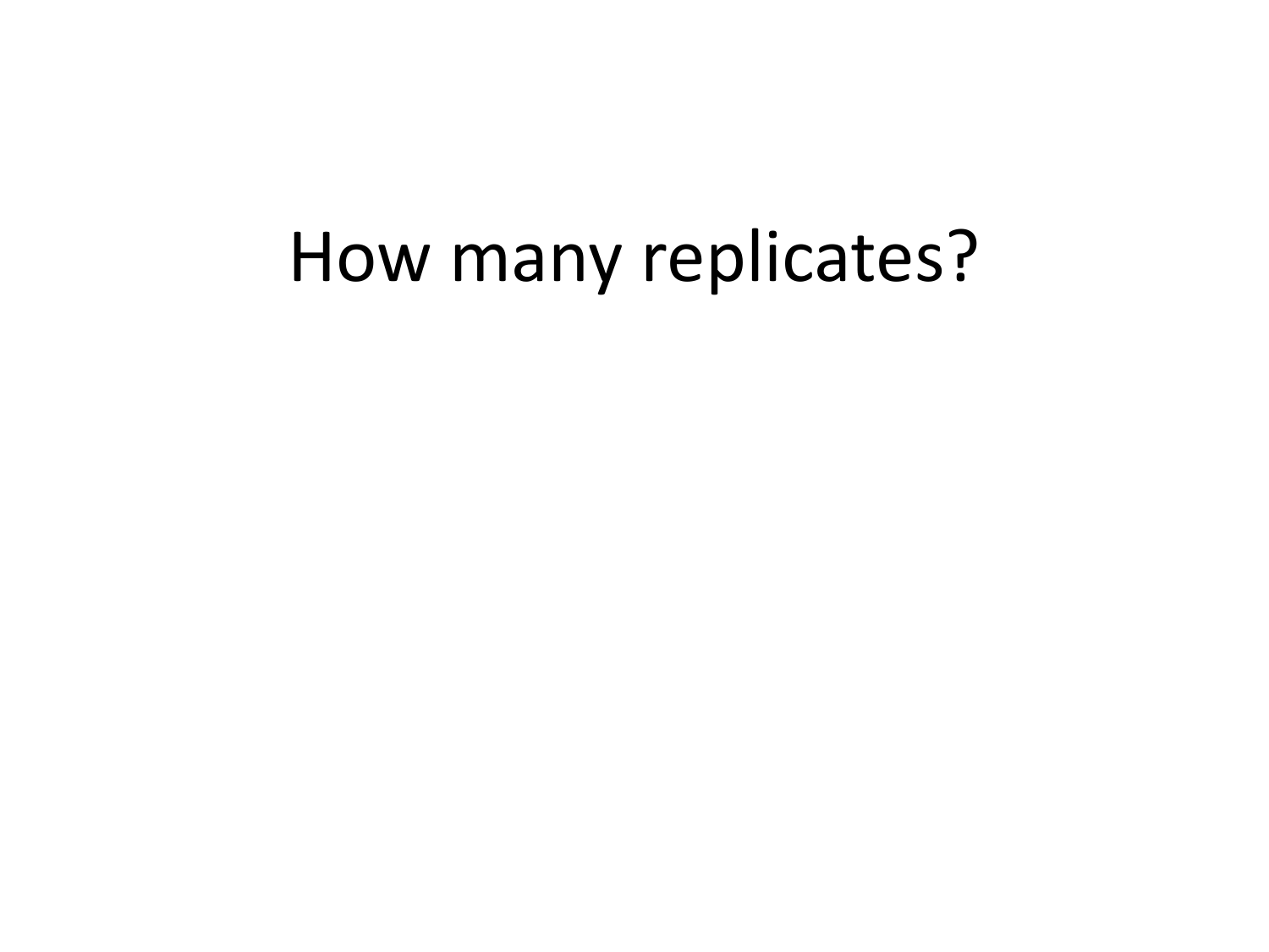# How many replicates?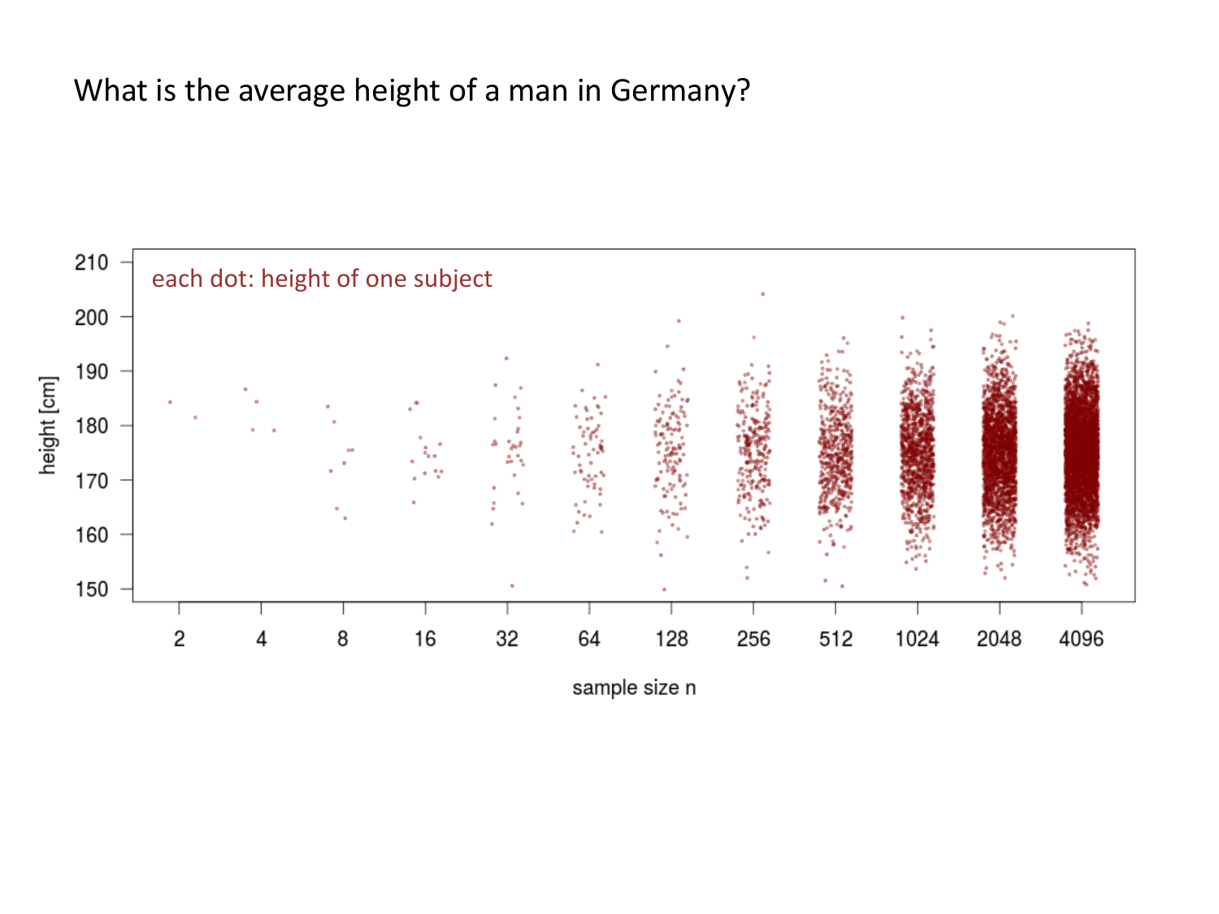What is the average height of a man in Germany?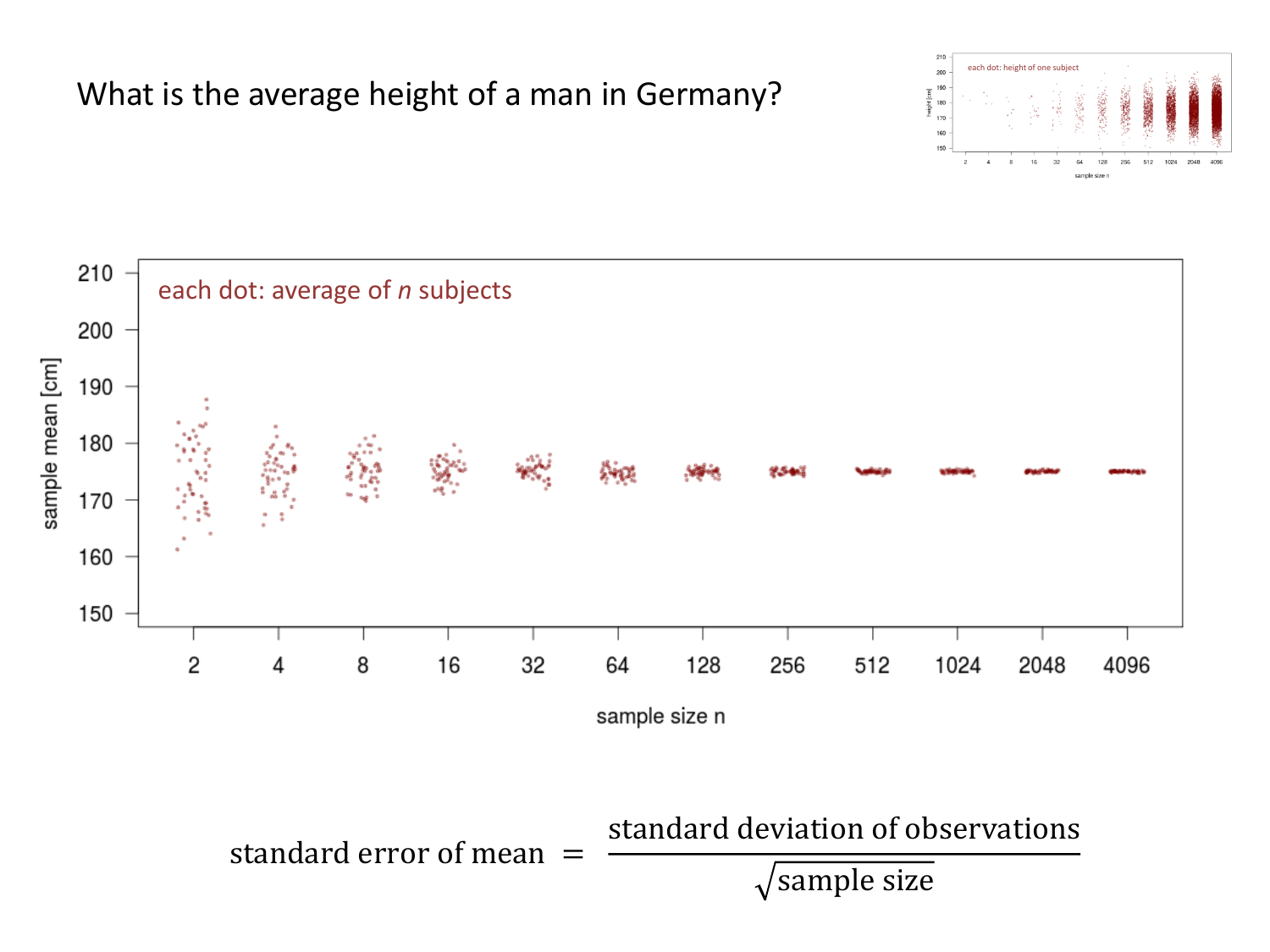What is the average height of a man in Germany?

$$\text{standard error of mean} = \frac{\text{standard deviation of observations}}{\sqrt{\text{sample size}}}$$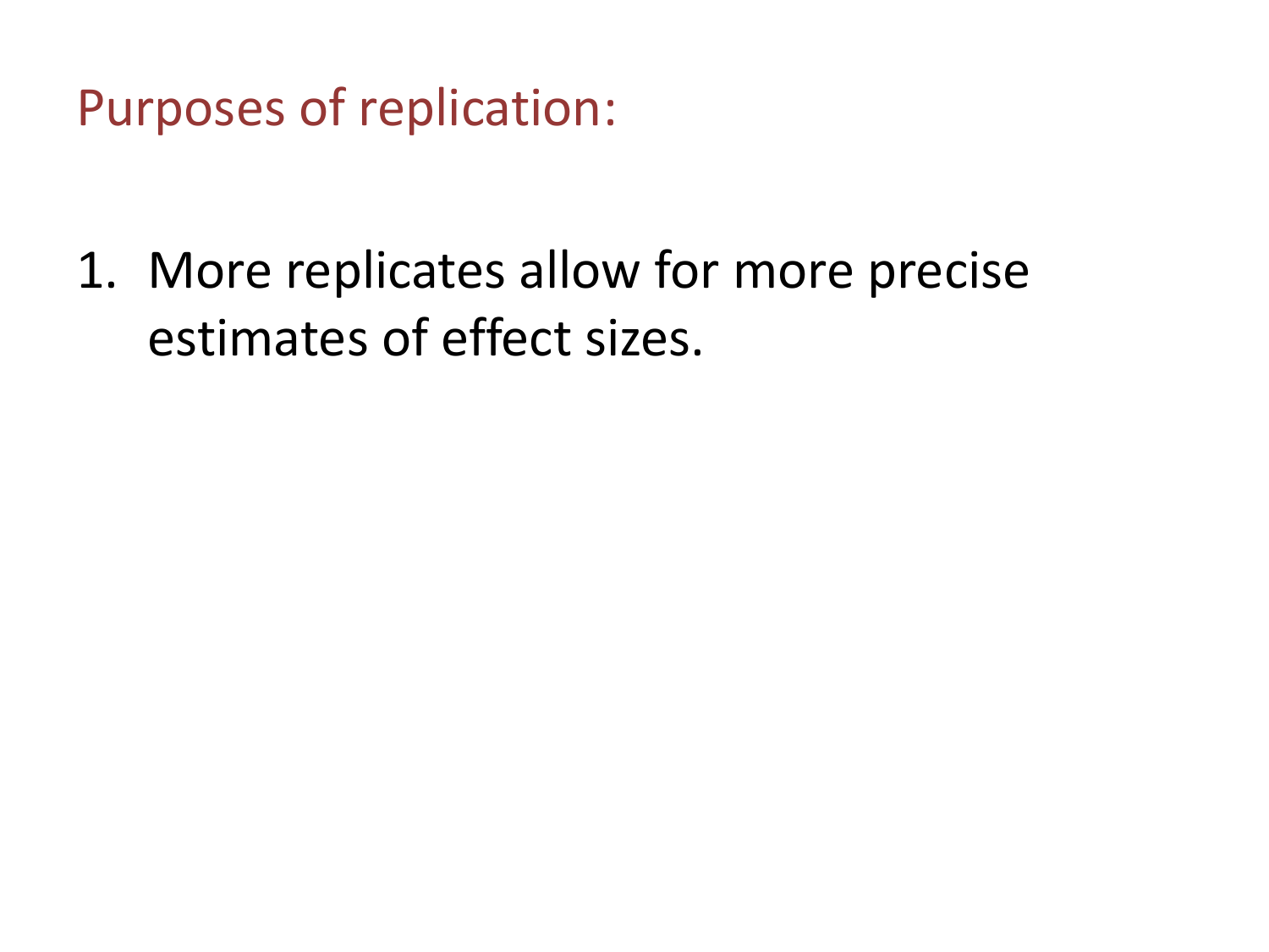## Purposes of replication:

1. More replicates allow for more precise estimates of effect sizes.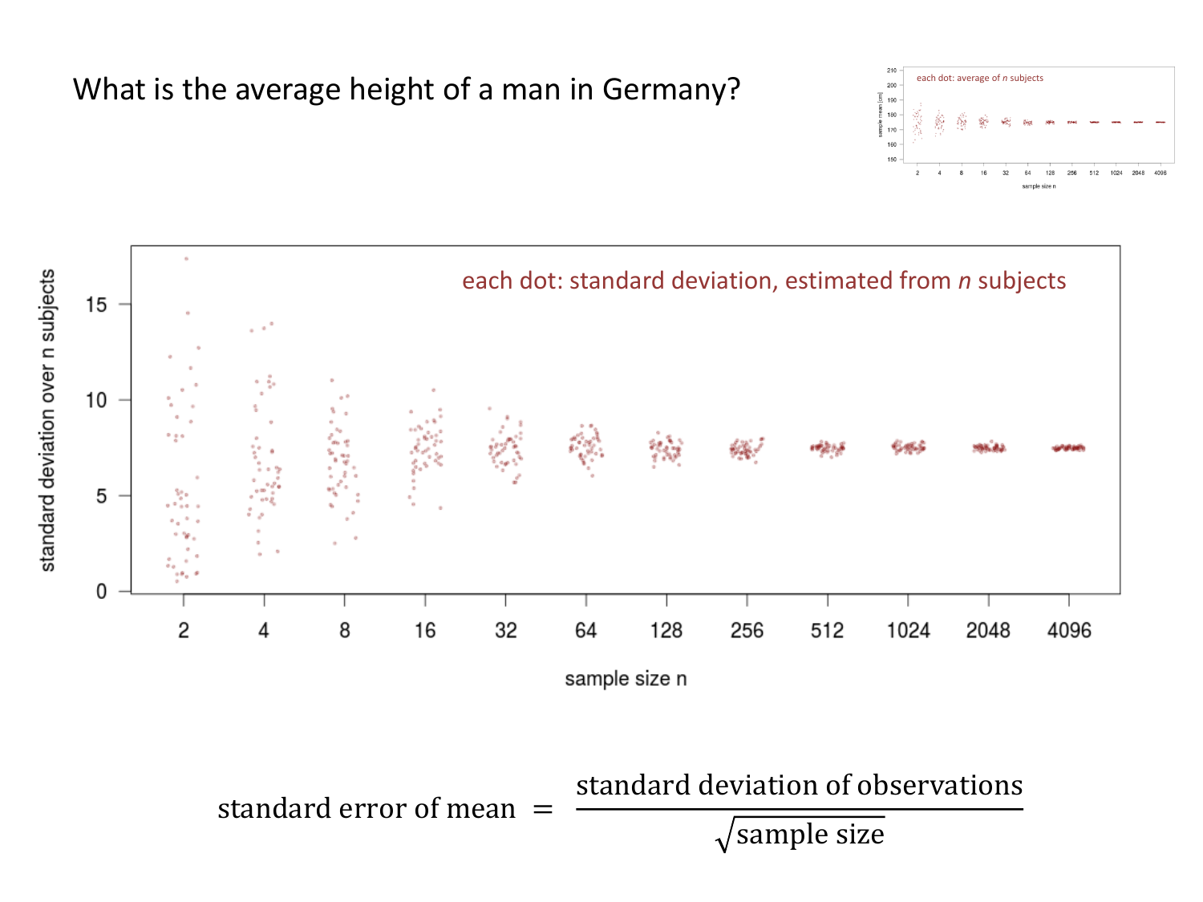What is the average height of a man in Germany?

$$\text{standard error of mean} = \frac{\text{standard deviation of observations}}{\sqrt{\text{sample size}}}$$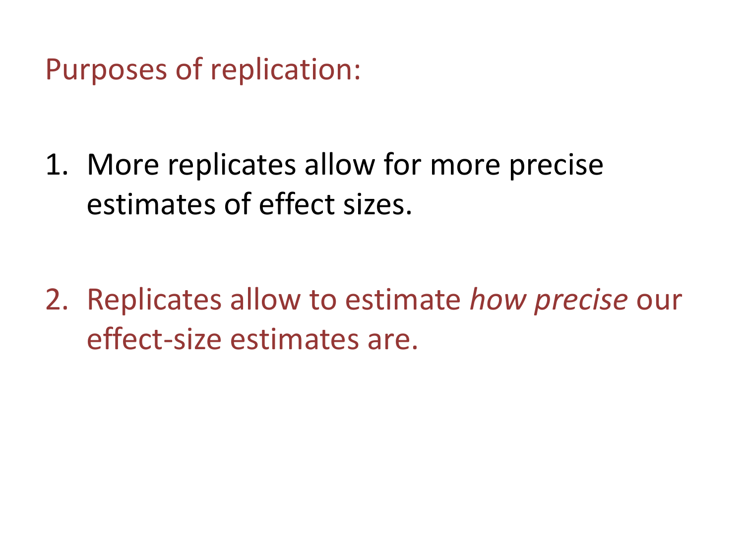## Purposes of replication:

1. More replicates allow for more precise estimates of effect sizes.

2. Replicates allow to estimate *how precise* our effect-size estimates are.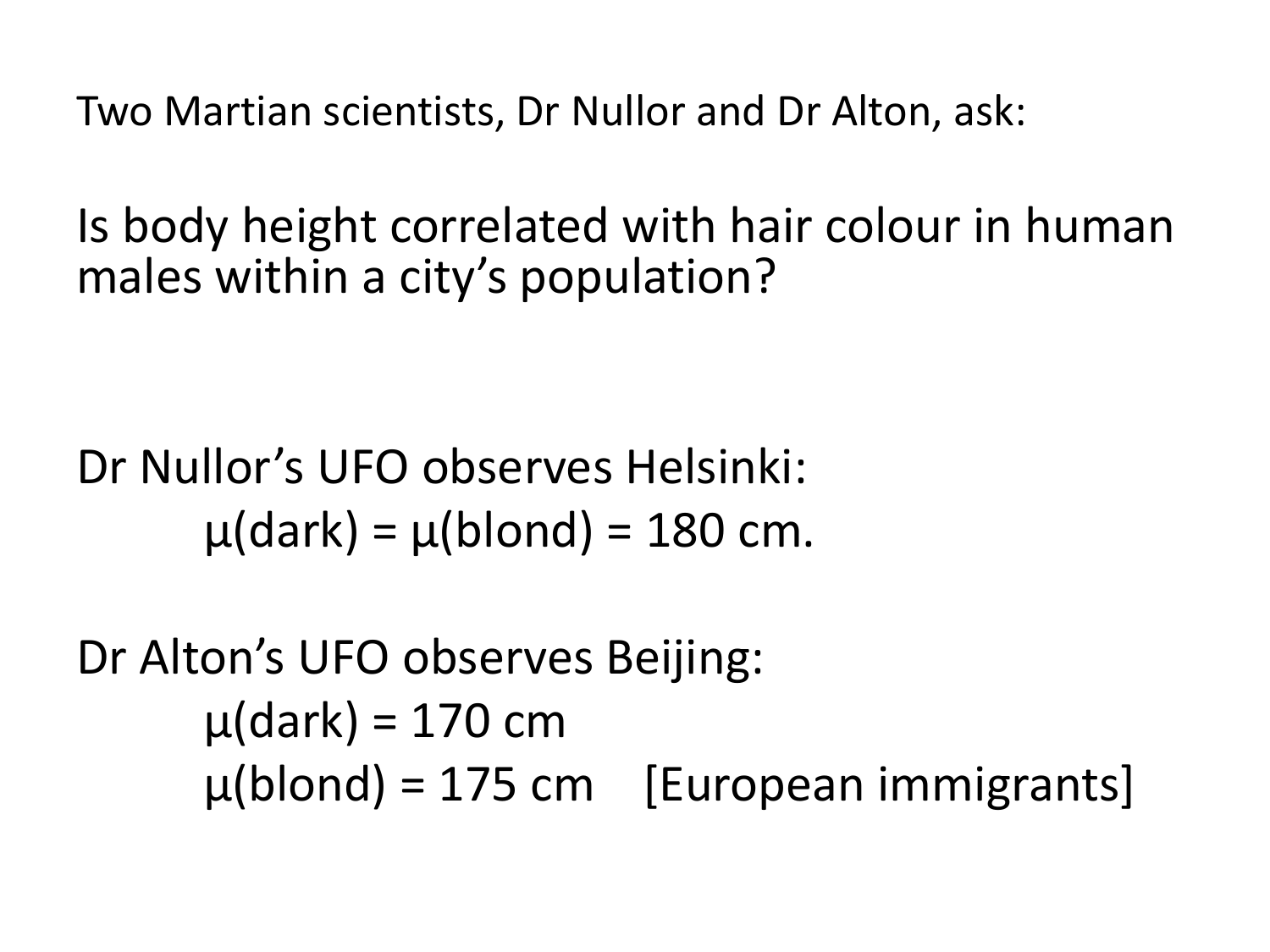Two Martian scientists, Dr Nullor and Dr Alton, ask:

Is body height correlated with hair colour in human males within a city's population?

Dr Nullor's UFO observes Helsinki:

$\mu(\text{dark}) = \mu(\text{blond}) = 180$ cm.

Dr Alton's UFO observes Beijing:

$\mu(\text{dark}) = 170$ cm

$\mu(\text{blond}) = 175$ cm [European immigrants]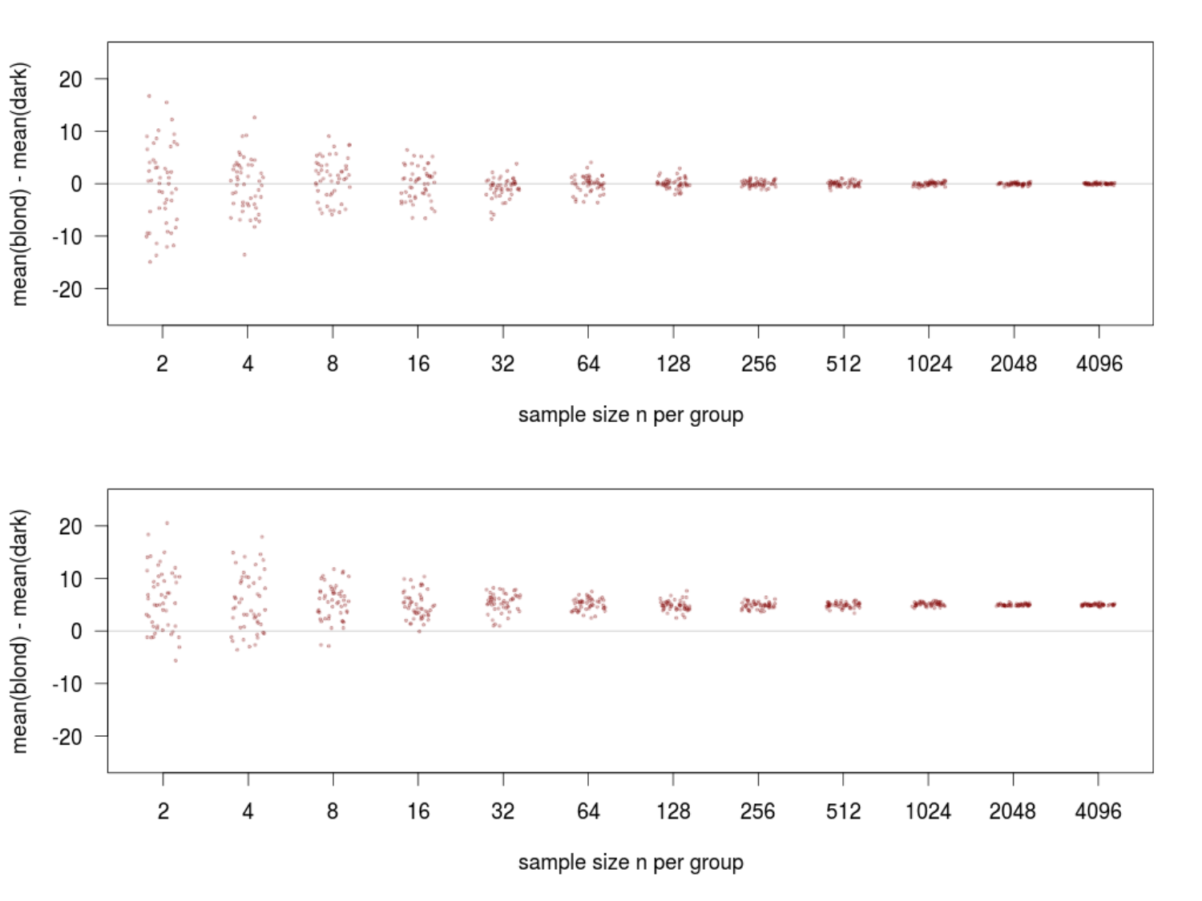mean(blond) - mean(dark)

20
10
0
-10
-20

2 4 8 16 32 64 128 256 512 1024 2048 4096

sample size n per group

mean(blond) - mean(dark)

20
10
0
-10
-20

2 4 8 16 32 64 128 256 512 1024 2048 4096

sample size n per group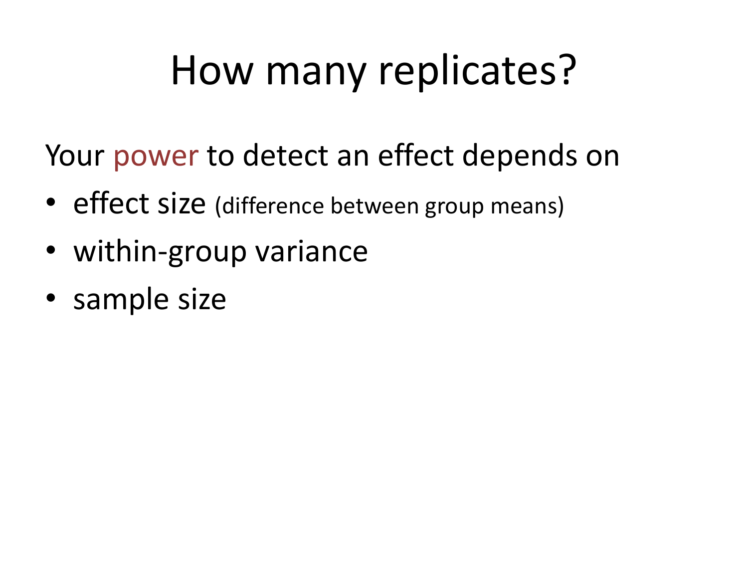# How many replicates?

Your power to detect an effect depends on

- effect size (difference between group means)
- within-group variance
- sample size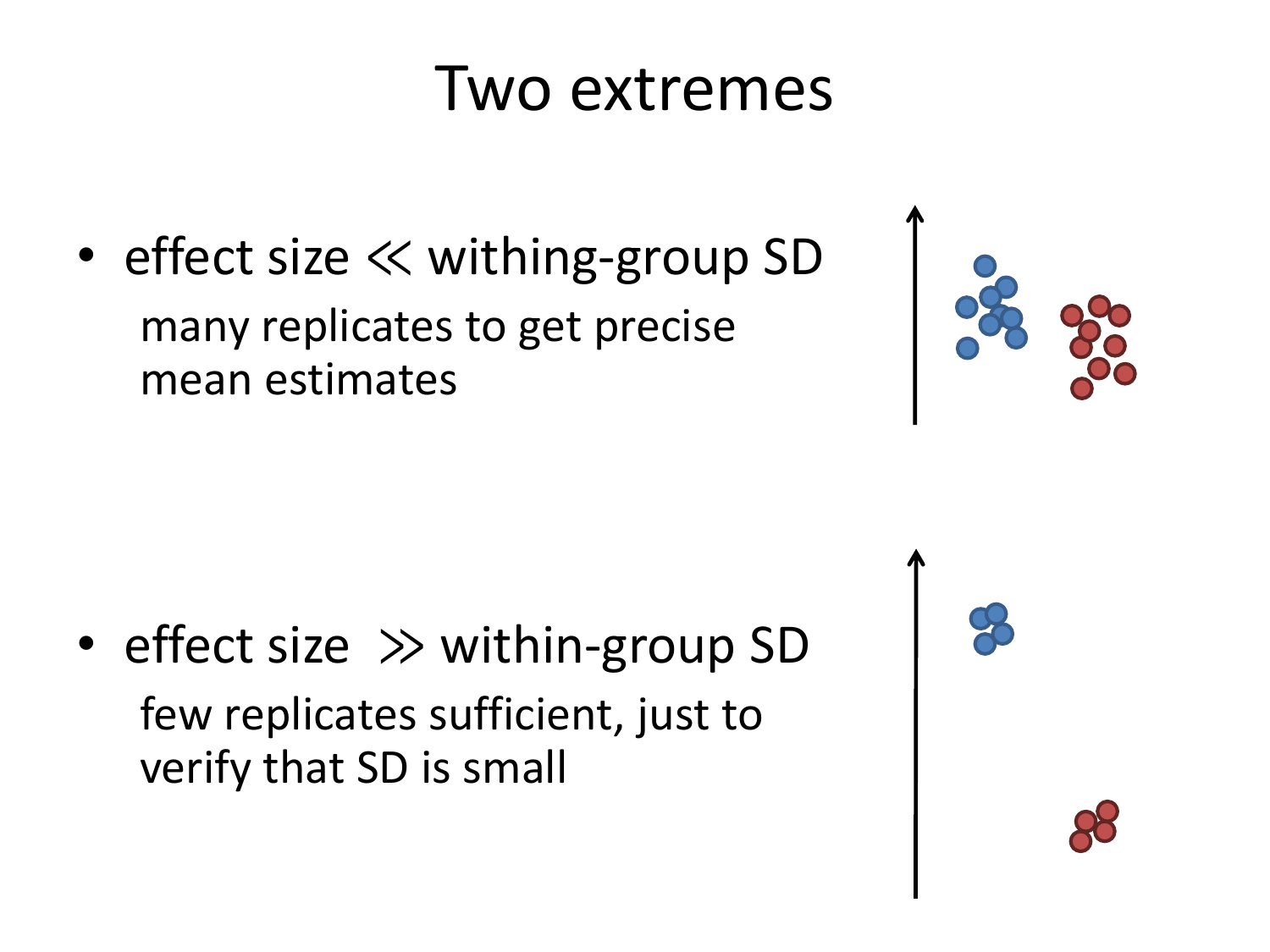# Two extremes

- effect size $\ll$ withing-group SD

  many replicates to get precise mean estimates

- effect size $\gg$ within-group SD

  few replicates sufficient, just to verify that SD is small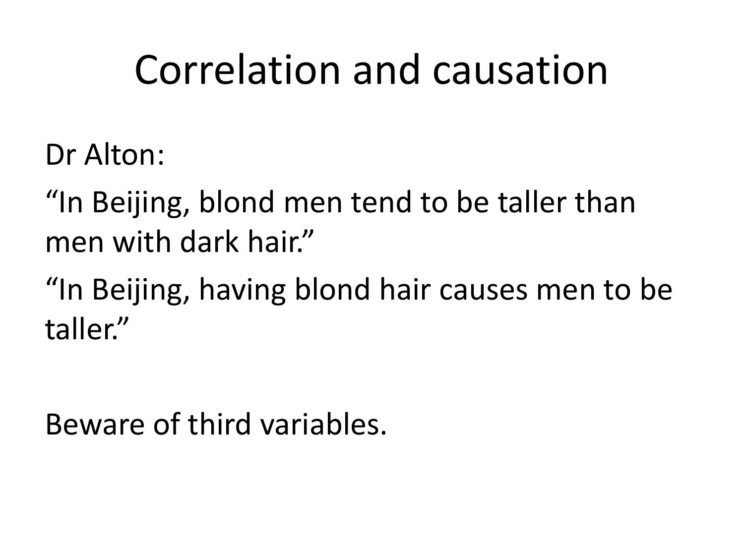# Correlation and causation

Dr Alton:

“In Beijing, blond men tend to be taller than men with dark hair.”

“In Beijing, having blond hair causes men to be taller.”

Beware of third variables.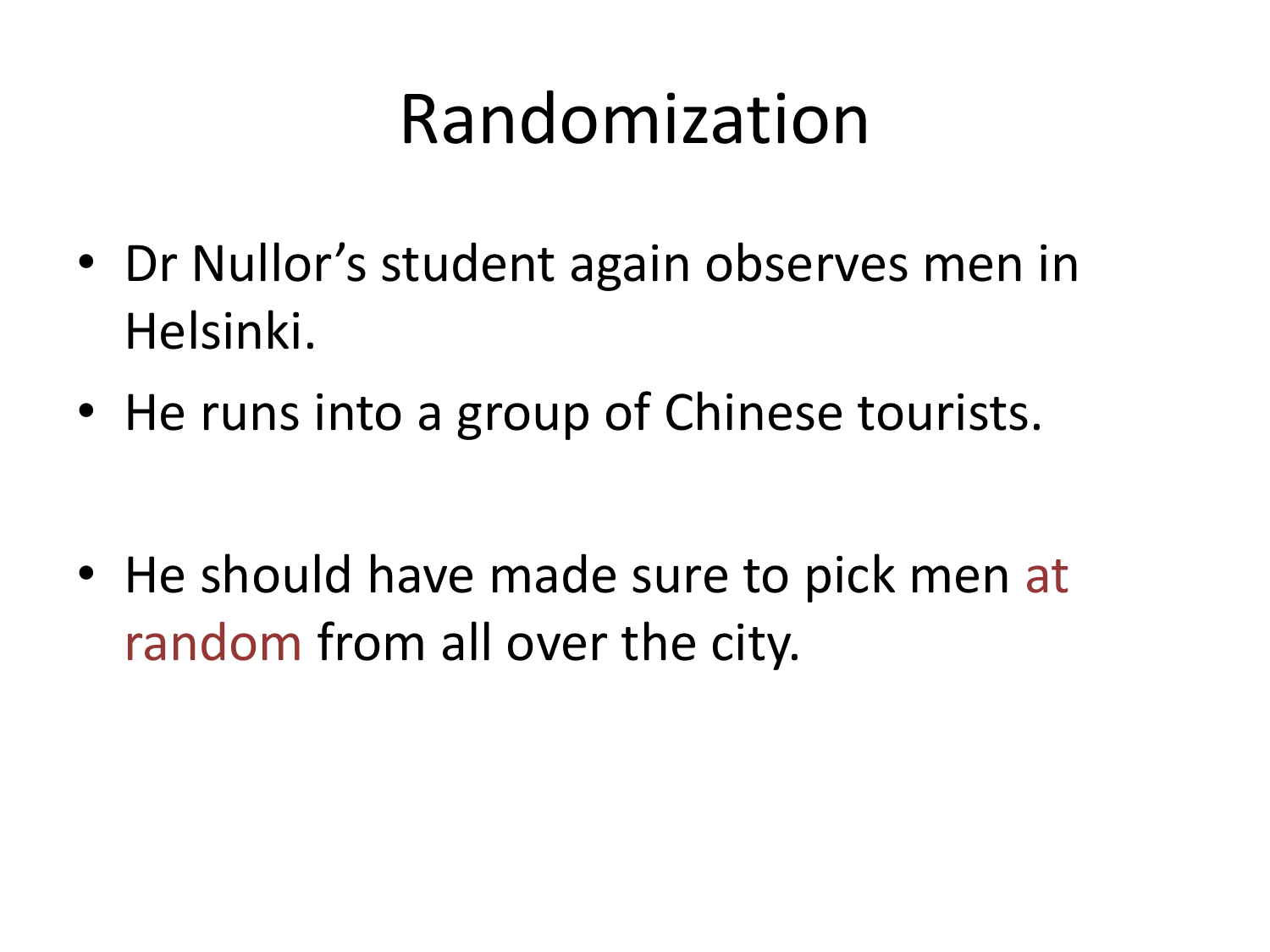# Randomization

- Dr Nullor's student again observes men in Helsinki.
- He runs into a group of Chinese tourists.

- He should have made sure to pick men at random from all over the city.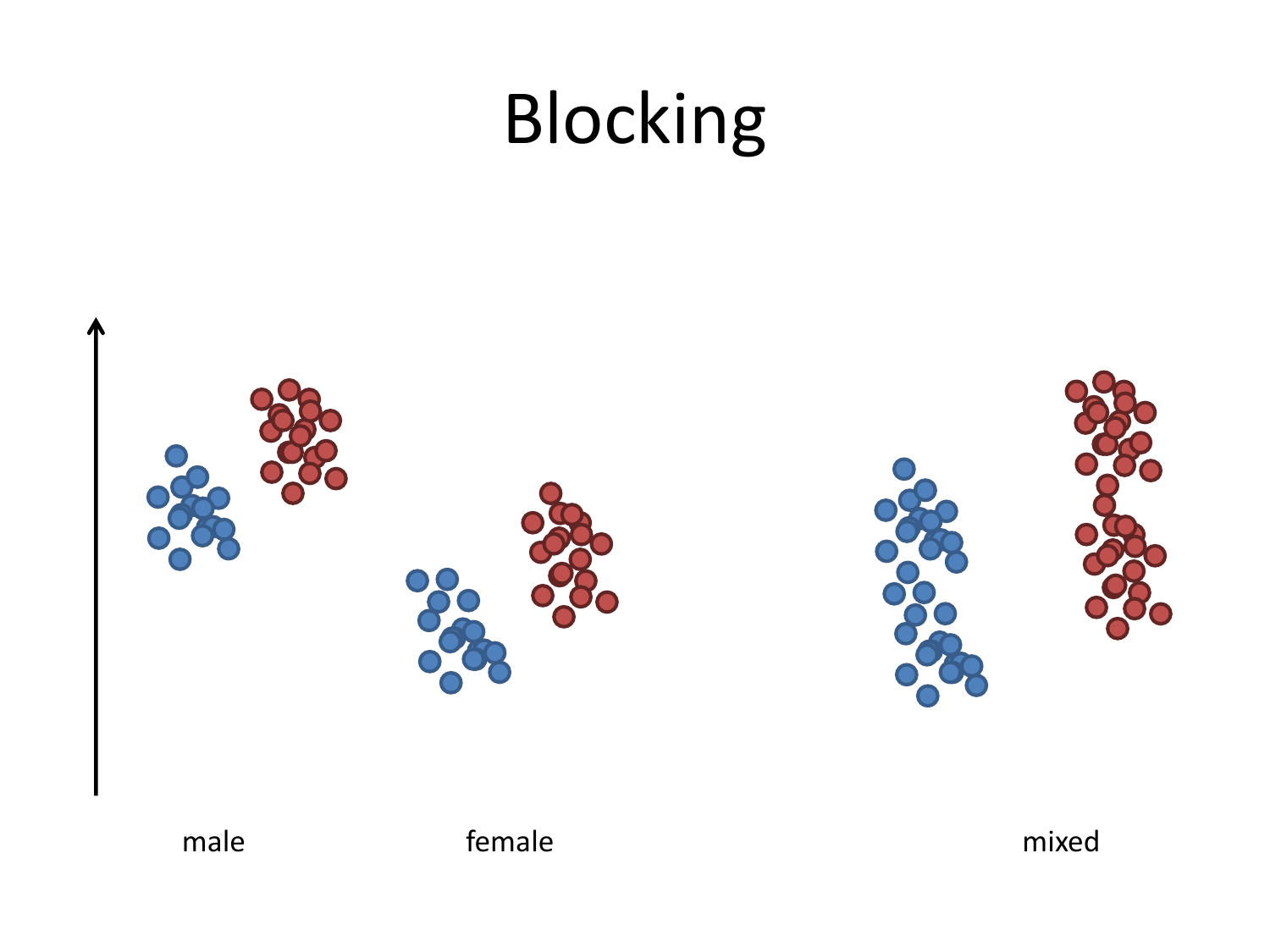# Blocking

male

female

mixed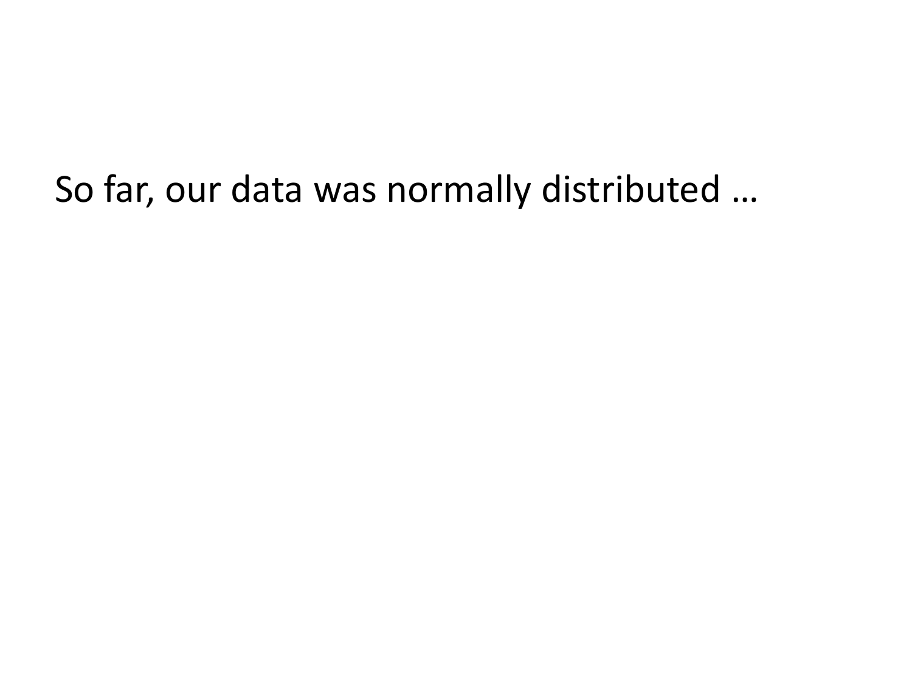So far, our data was normally distributed …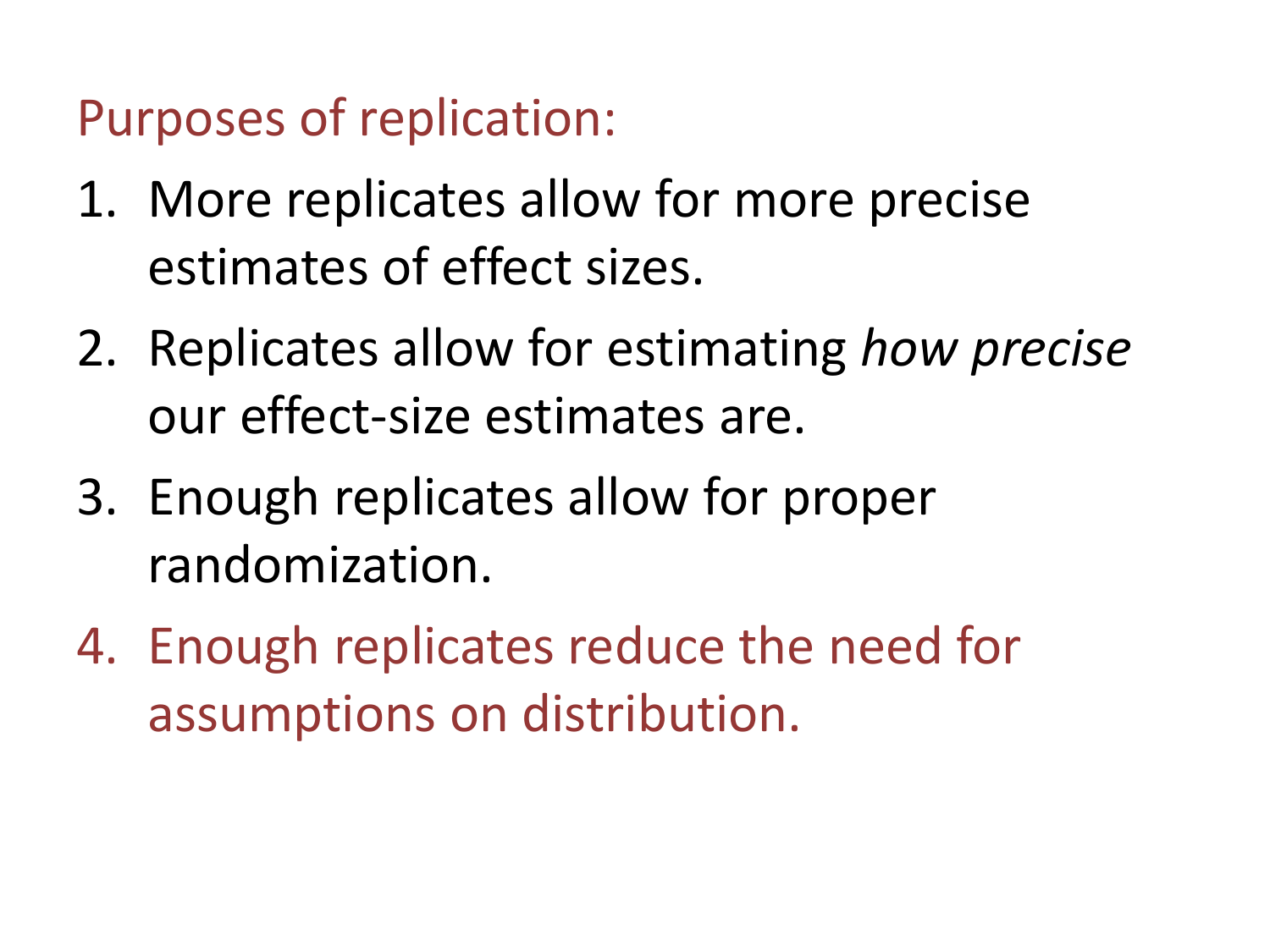## Purposes of replication:

1. More replicates allow for more precise estimates of effect sizes.
2. Replicates allow for estimating *how precise* our effect-size estimates are.
3. Enough replicates allow for proper randomization.
4. Enough replicates reduce the need for assumptions on distribution.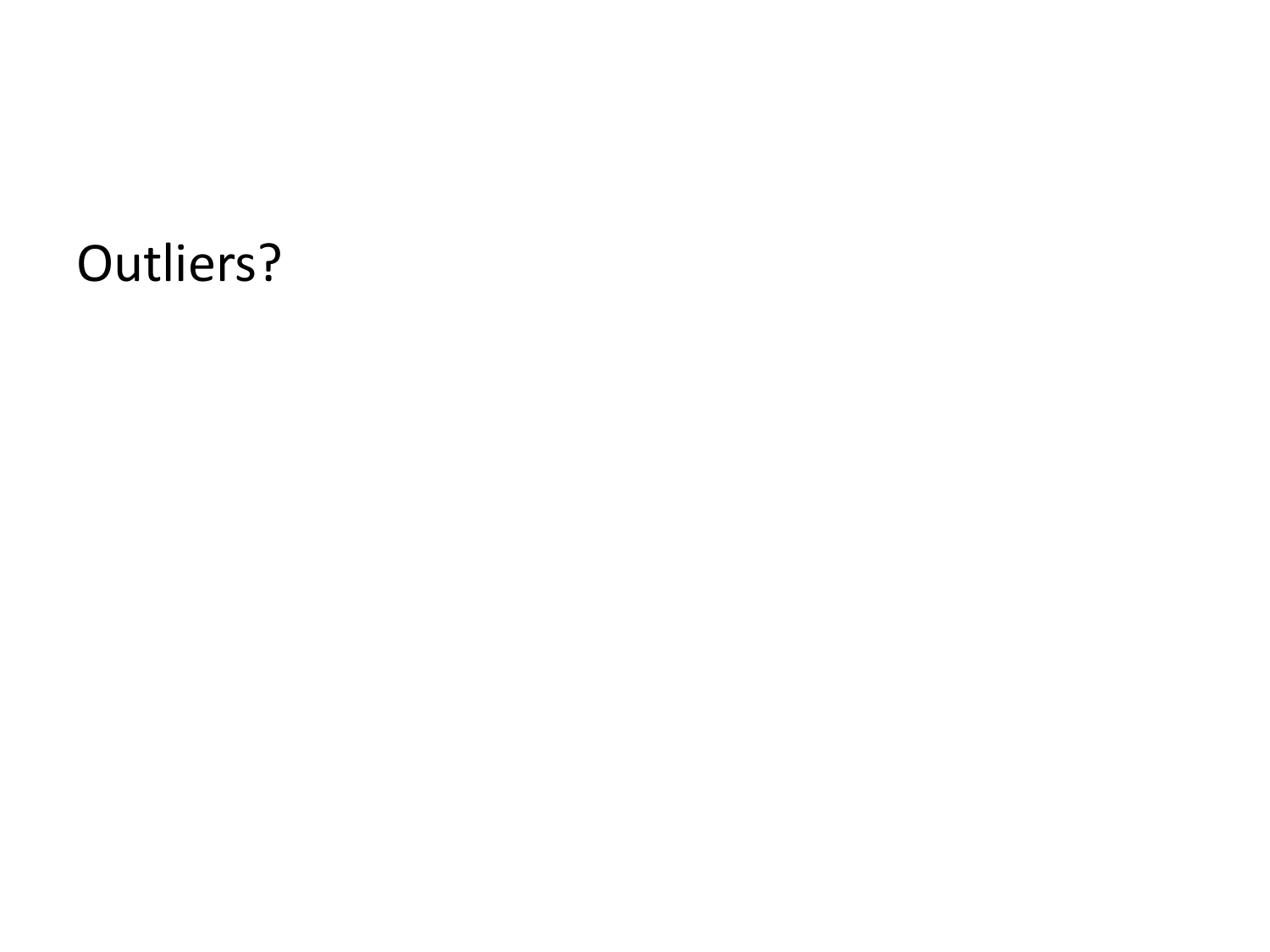Outliers?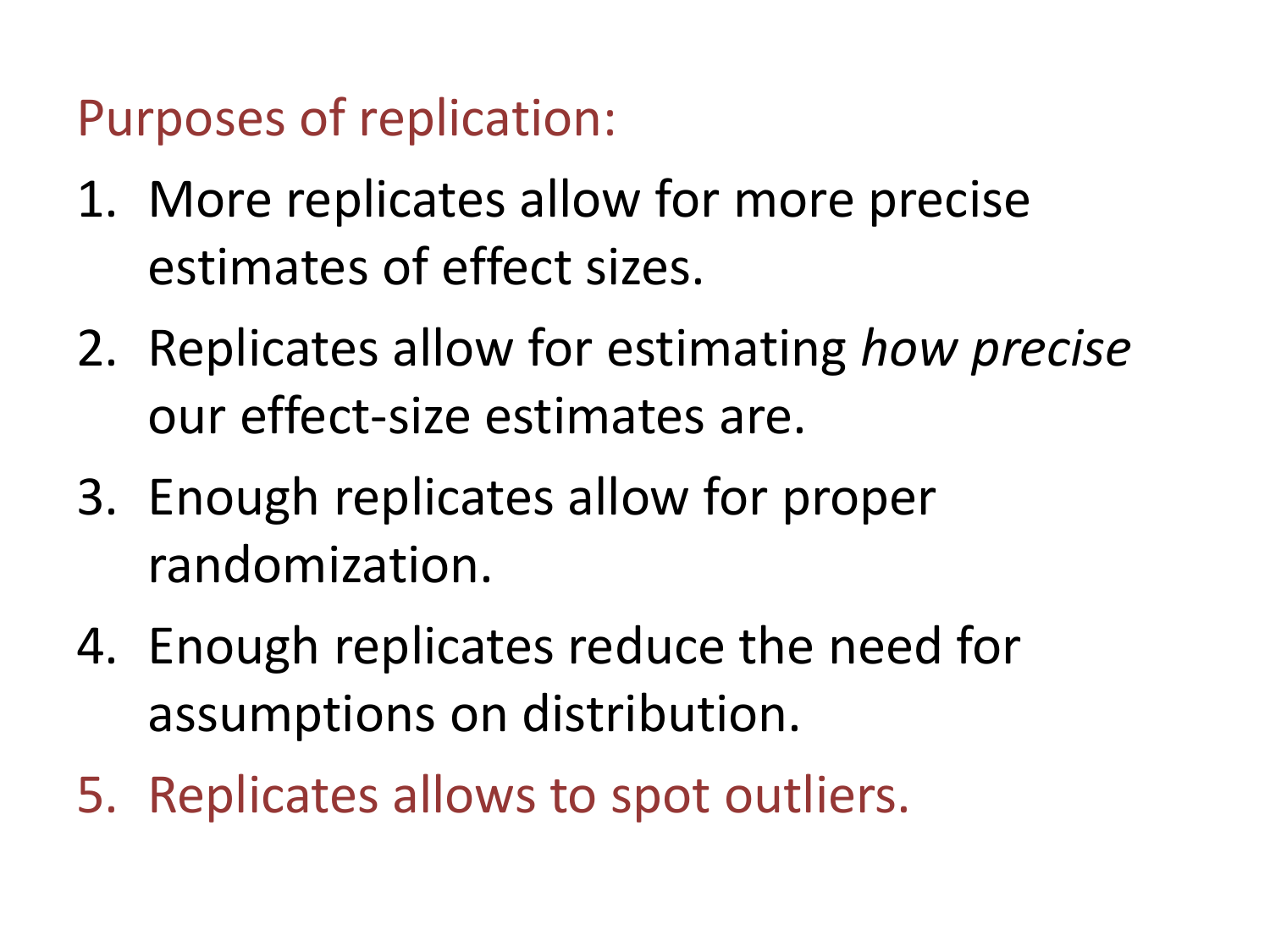Purposes of replication:

1. More replicates allow for more precise estimates of effect sizes.
2. Replicates allow for estimating *how precise* our effect-size estimates are.
3. Enough replicates allow for proper randomization.
4. Enough replicates reduce the need for assumptions on distribution.
5. Replicates allows to spot outliers.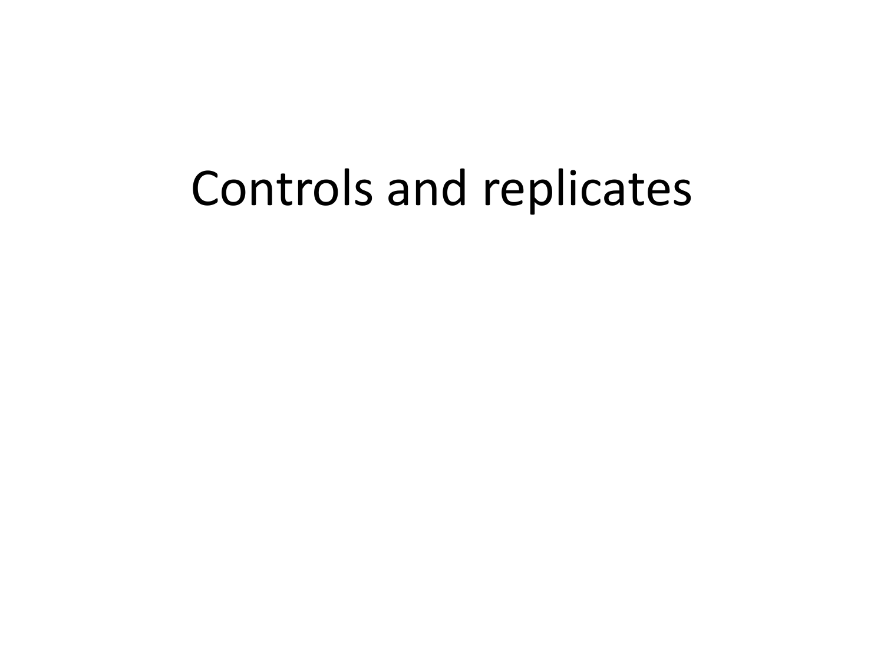# Controls and replicates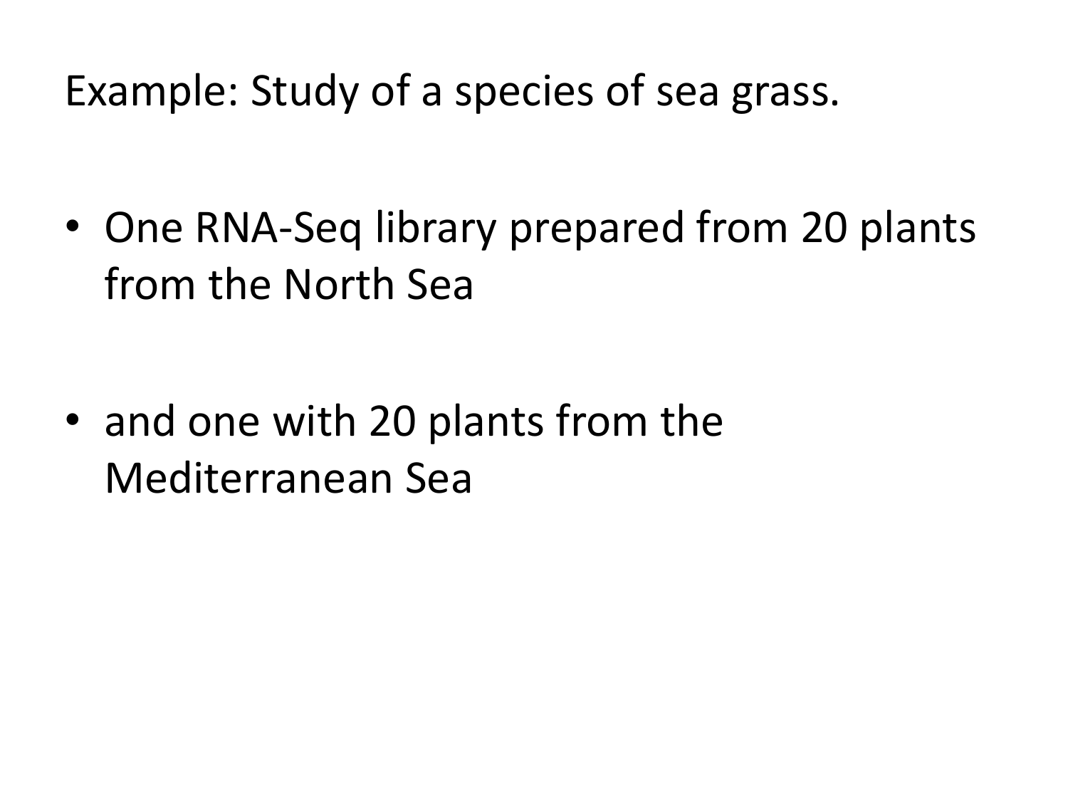Example: Study of a species of sea grass.

- One RNA-Seq library prepared from 20 plants from the North Sea

- and one with 20 plants from the Mediterranean Sea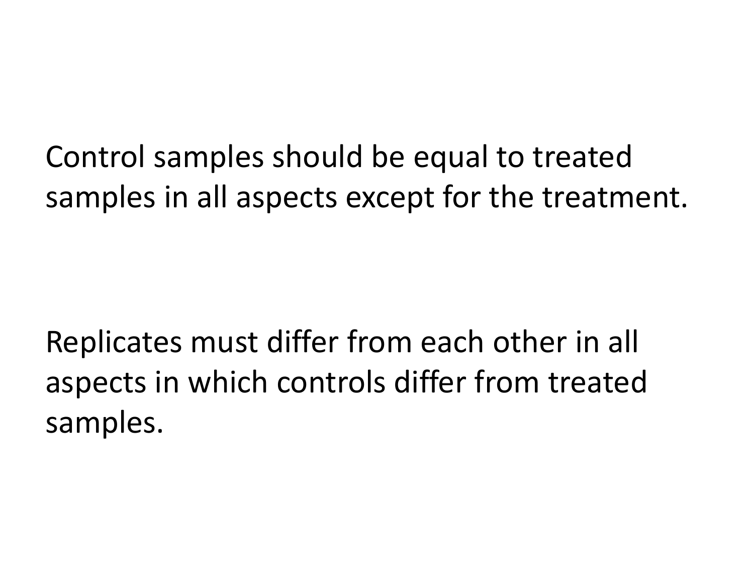Control samples should be equal to treated samples in all aspects except for the treatment.

Replicates must differ from each other in all aspects in which controls differ from treated samples.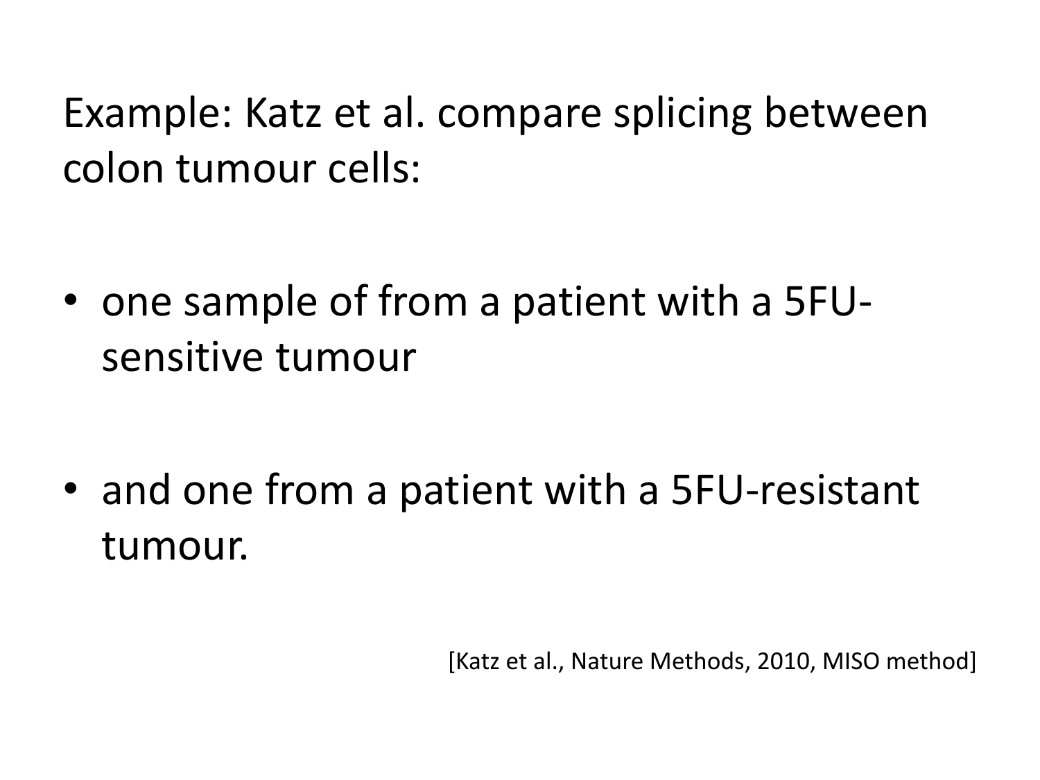Example: Katz et al. compare splicing between colon tumour cells:

- one sample of from a patient with a 5FU-sensitive tumour

- and one from a patient with a 5FU-resistant tumour.

[Katz et al., Nature Methods, 2010, MISO method]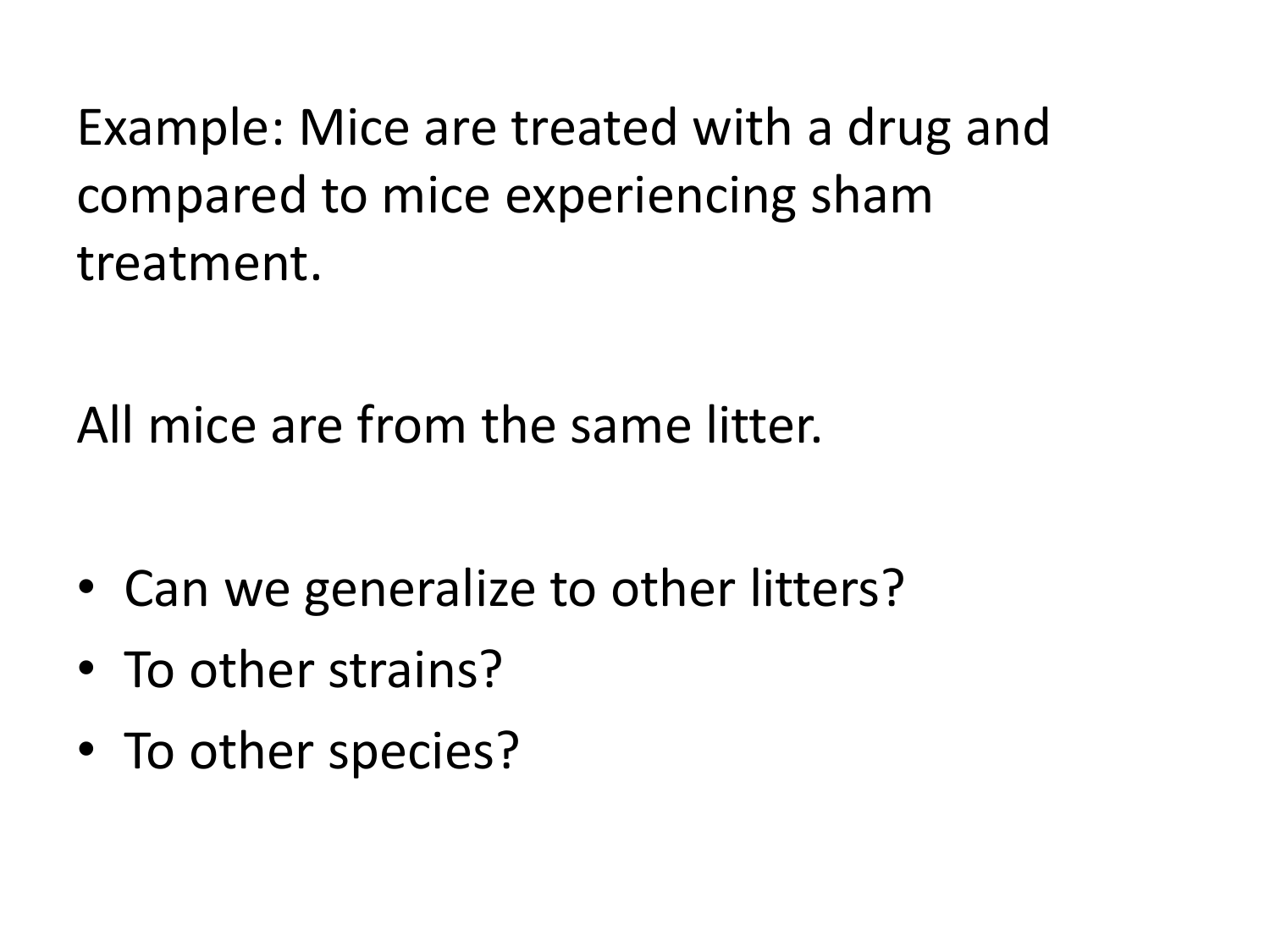Example: Mice are treated with a drug and compared to mice experiencing sham treatment.

All mice are from the same litter.

- Can we generalize to other litters?
- To other strains?
- To other species?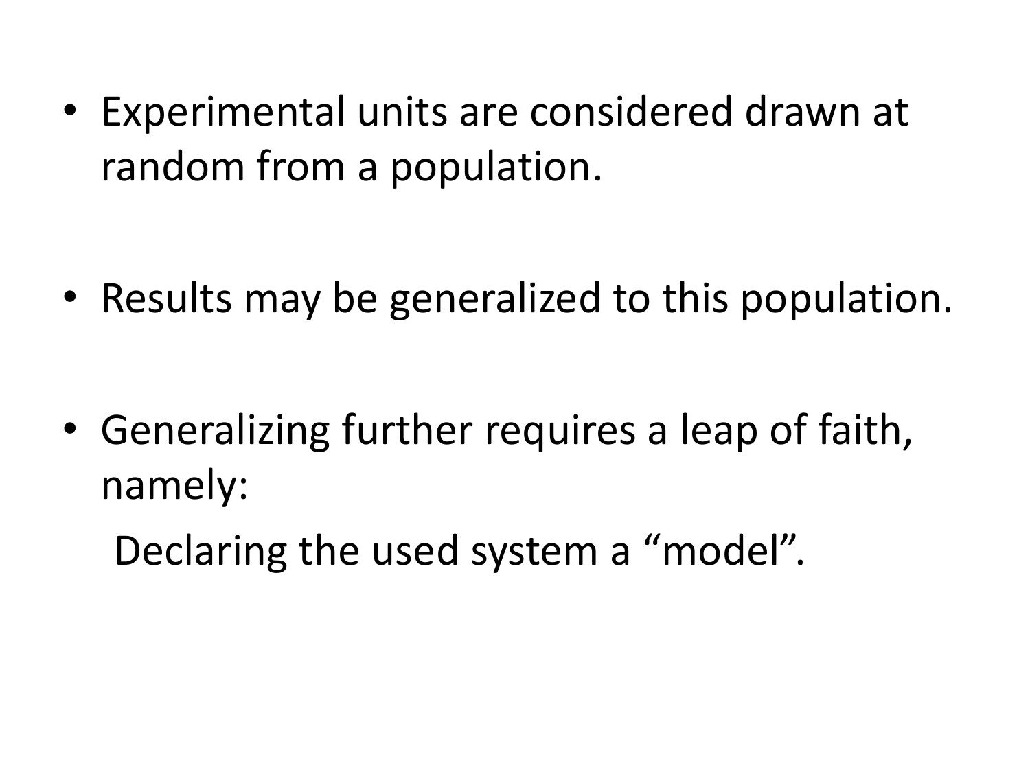- Experimental units are considered drawn at random from a population.

- Results may be generalized to this population.

- Generalizing further requires a leap of faith, namely:

  Declaring the used system a “model”.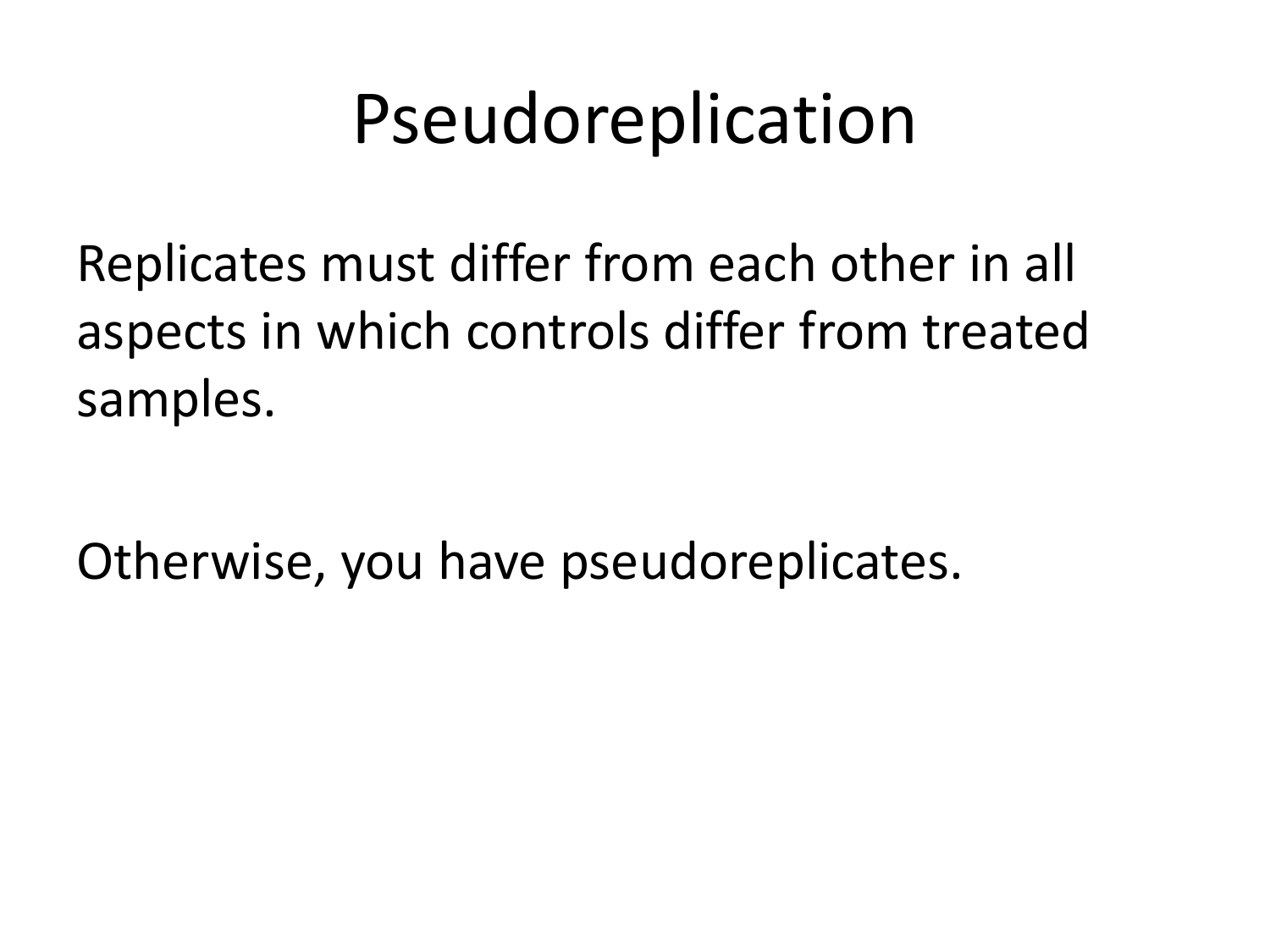# Pseudoreplication

Replicates must differ from each other in all aspects in which controls differ from treated samples.

Otherwise, you have pseudoreplicates.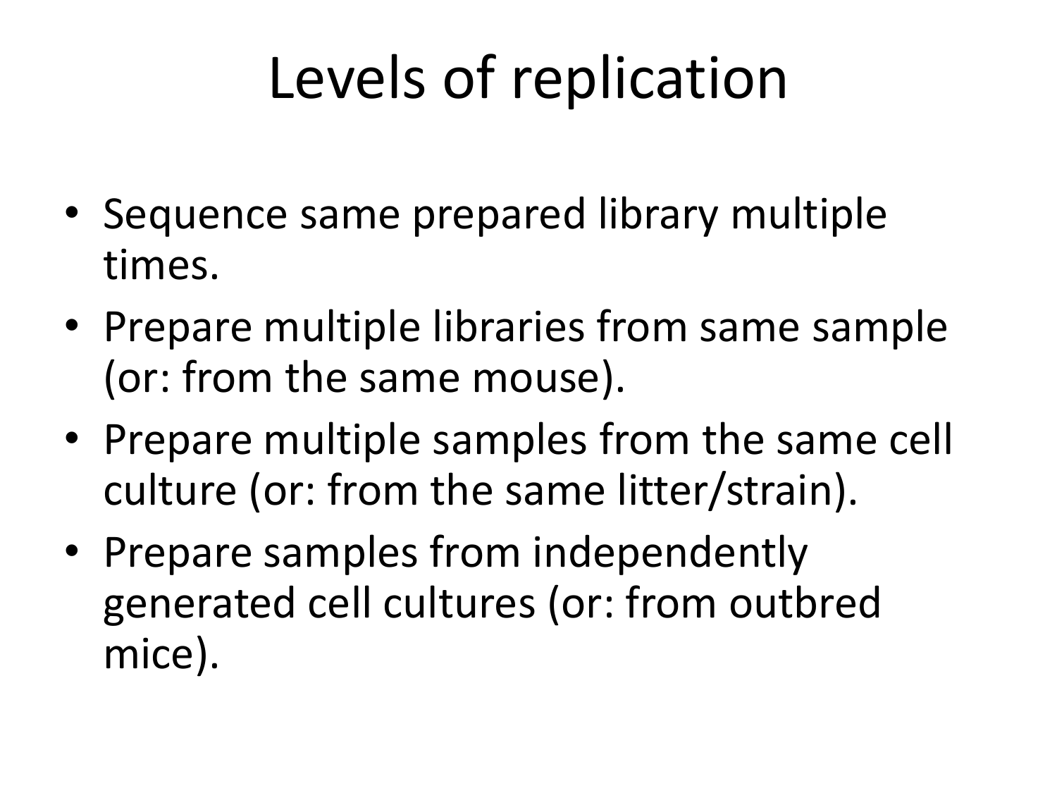# Levels of replication

- Sequence same prepared library multiple times.
- Prepare multiple libraries from same sample (or: from the same mouse).
- Prepare multiple samples from the same cell culture (or: from the same litter/strain).
- Prepare samples from independently generated cell cultures (or: from outbred mice).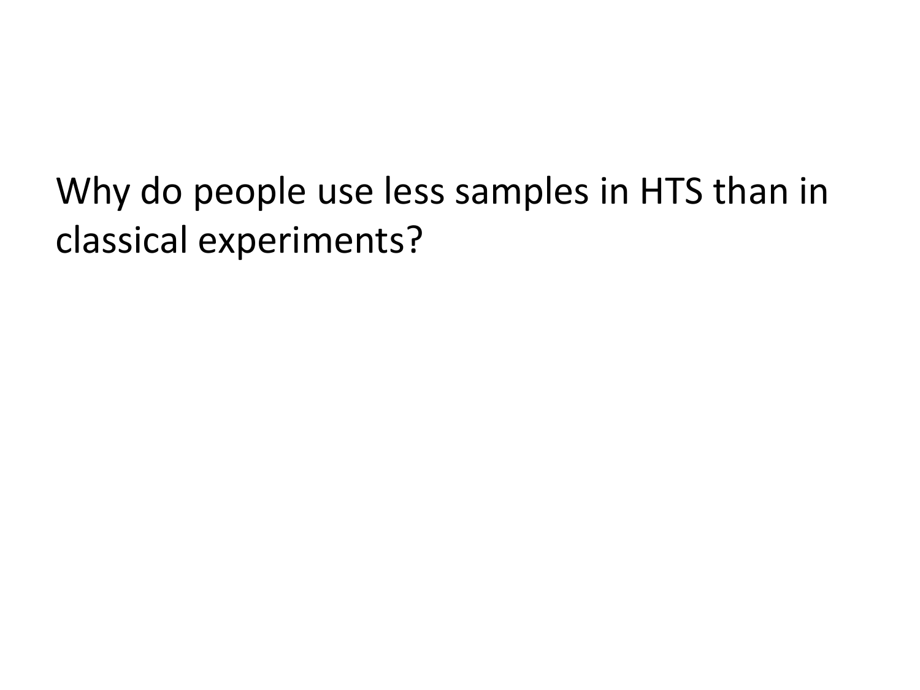Why do people use less samples in HTS than in classical experiments?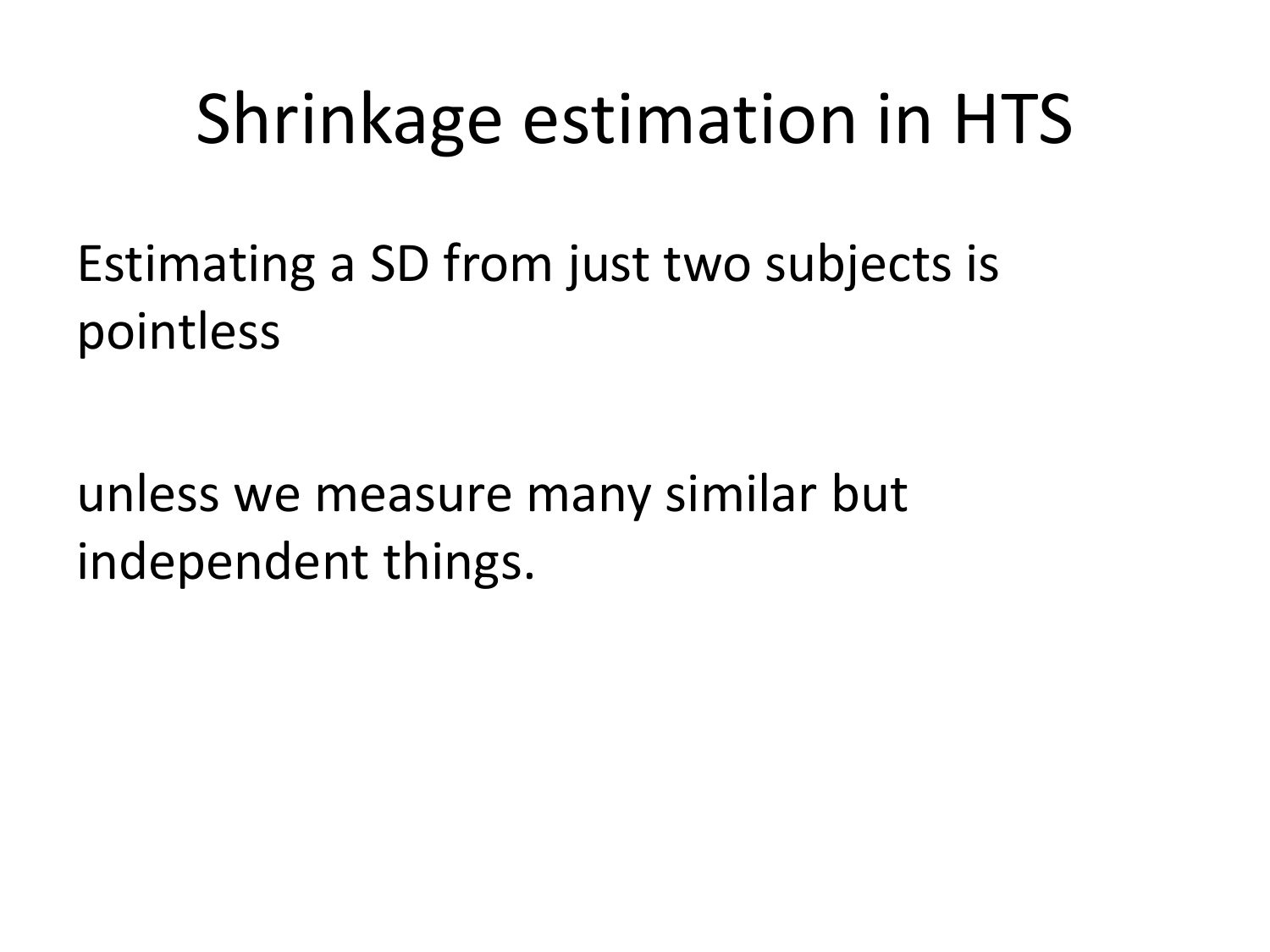# Shrinkage estimation in HTS

Estimating a SD from just two subjects is pointless

unless we measure many similar but independent things.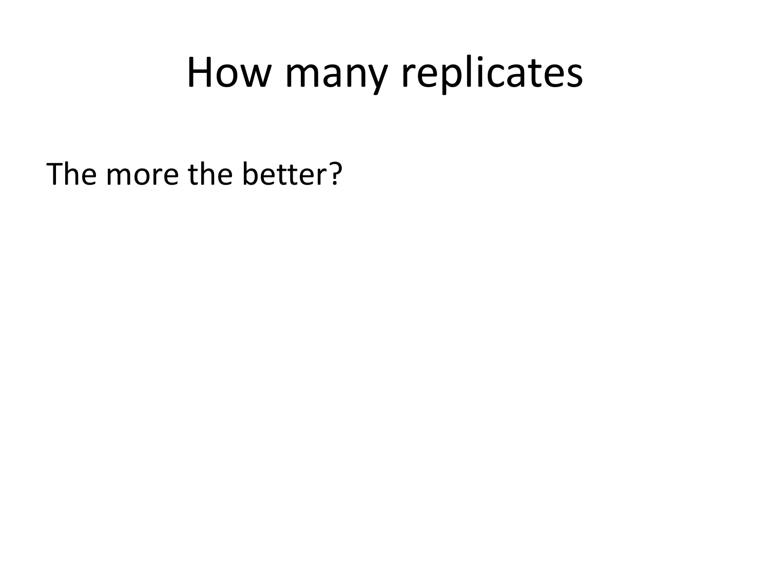# How many replicates

The more the better?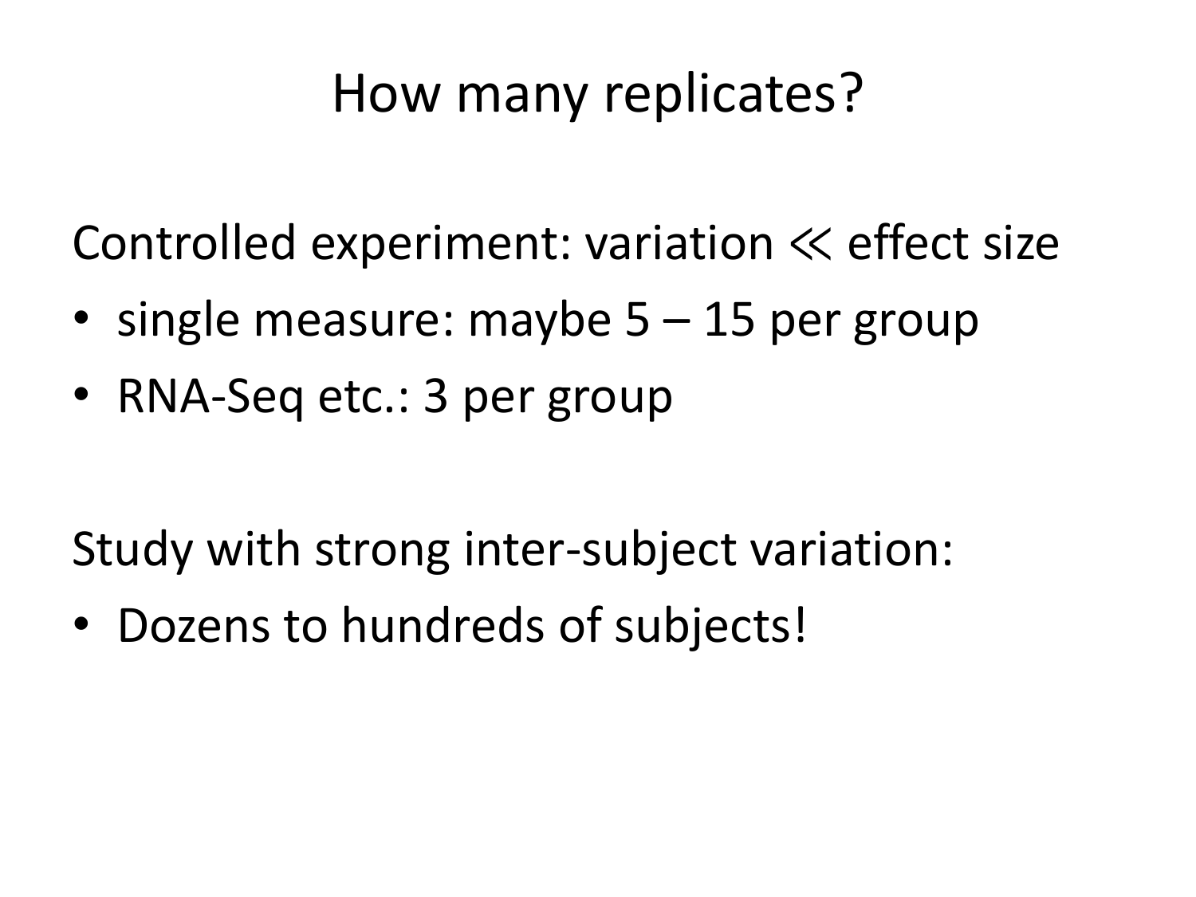# How many replicates?

Controlled experiment: variation $\ll$ effect size

- single measure: maybe 5 – 15 per group
- RNA-Seq etc.: 3 per group

Study with strong inter-subject variation:

- Dozens to hundreds of subjects!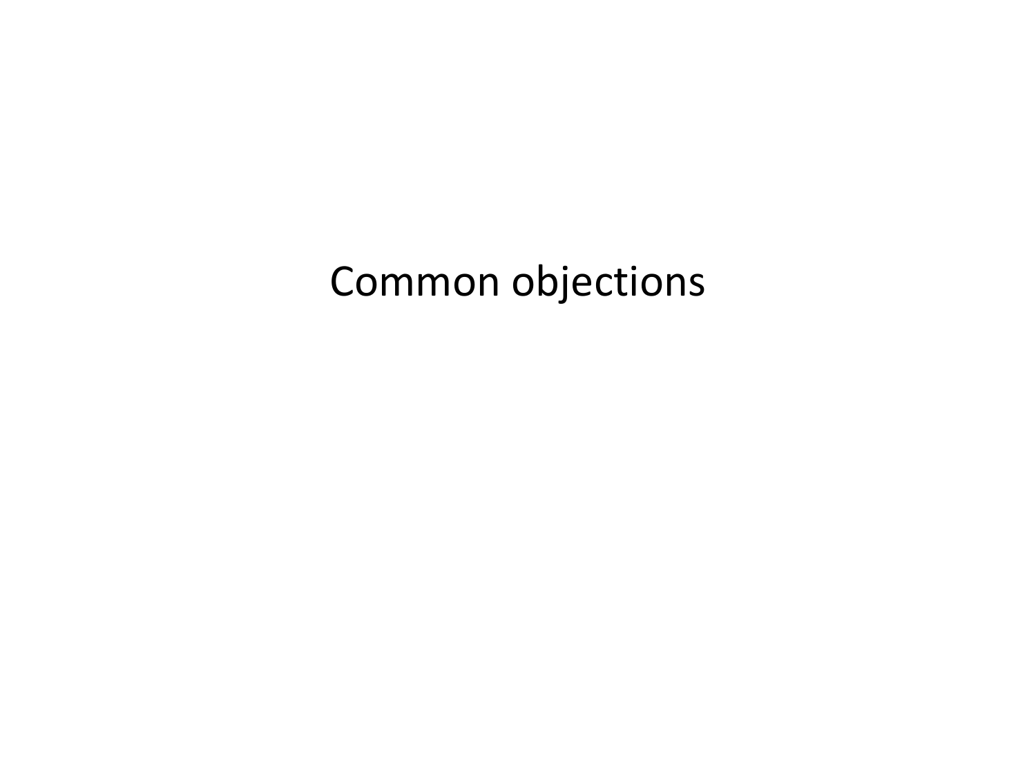# Common objections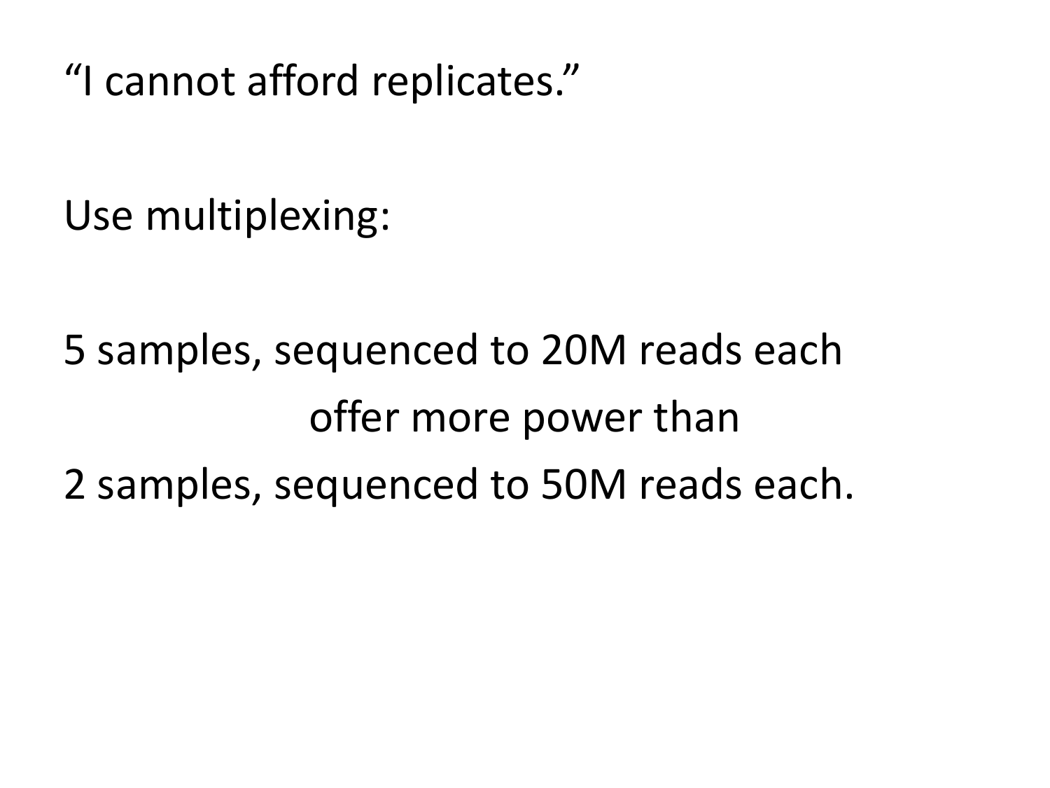“I cannot afford replicates.”

Use multiplexing:

5 samples, sequenced to 20M reads each

offer more power than

2 samples, sequenced to 50M reads each.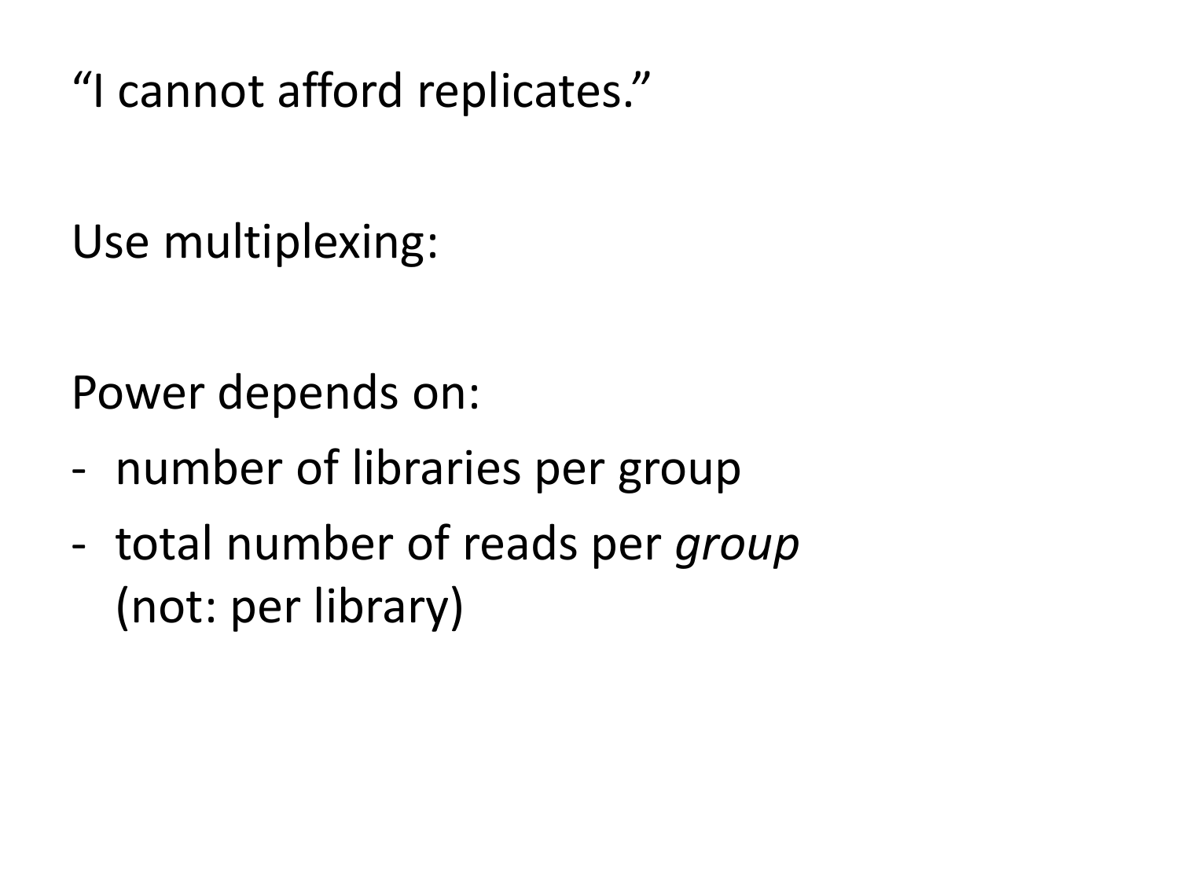“I cannot afford replicates.”

Use multiplexing:

Power depends on:

- number of libraries per group
- total number of reads per *group* (not: per library)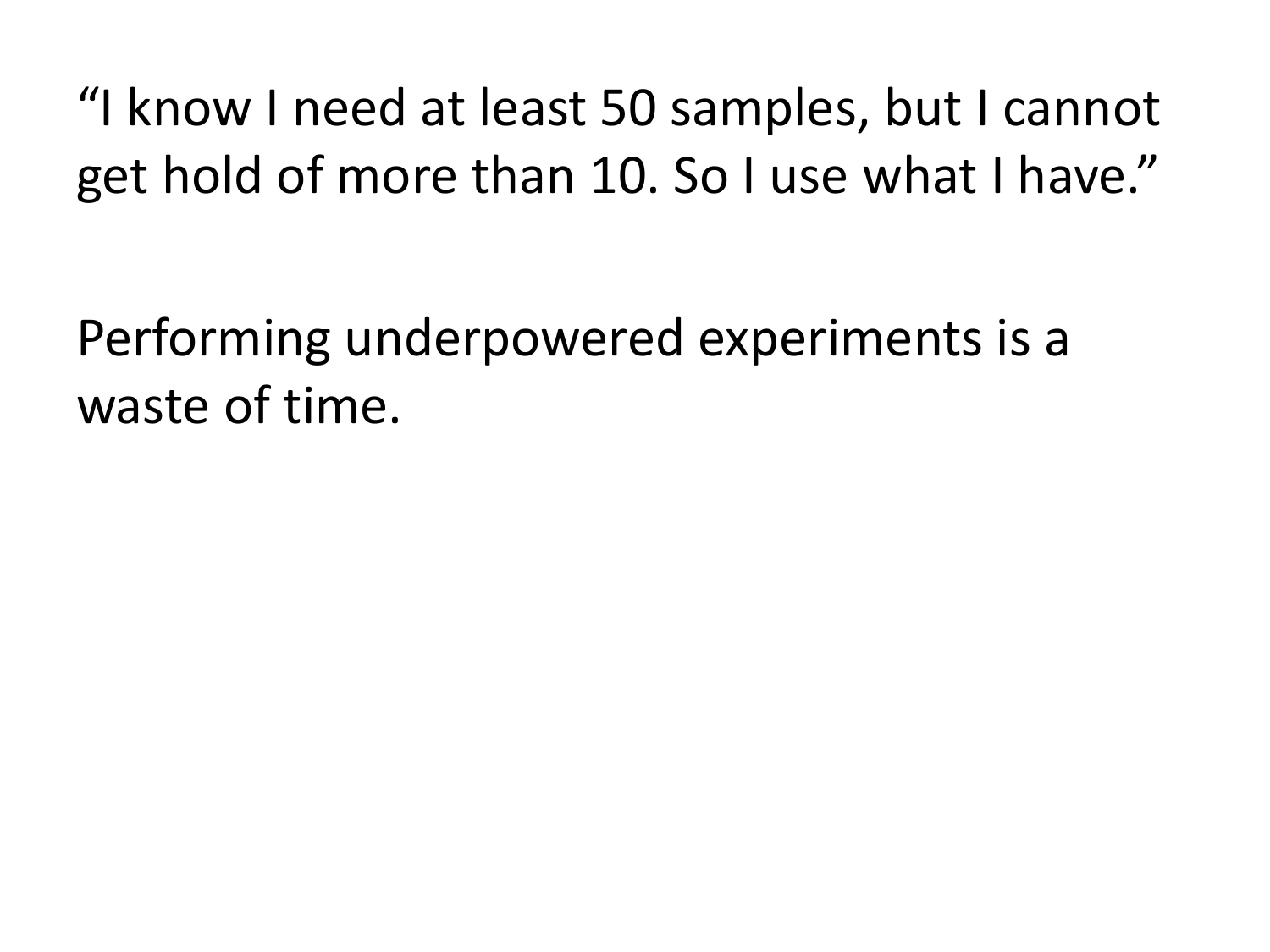"I know I need at least 50 samples, but I cannot get hold of more than 10. So I use what I have."

Performing underpowered experiments is a waste of time.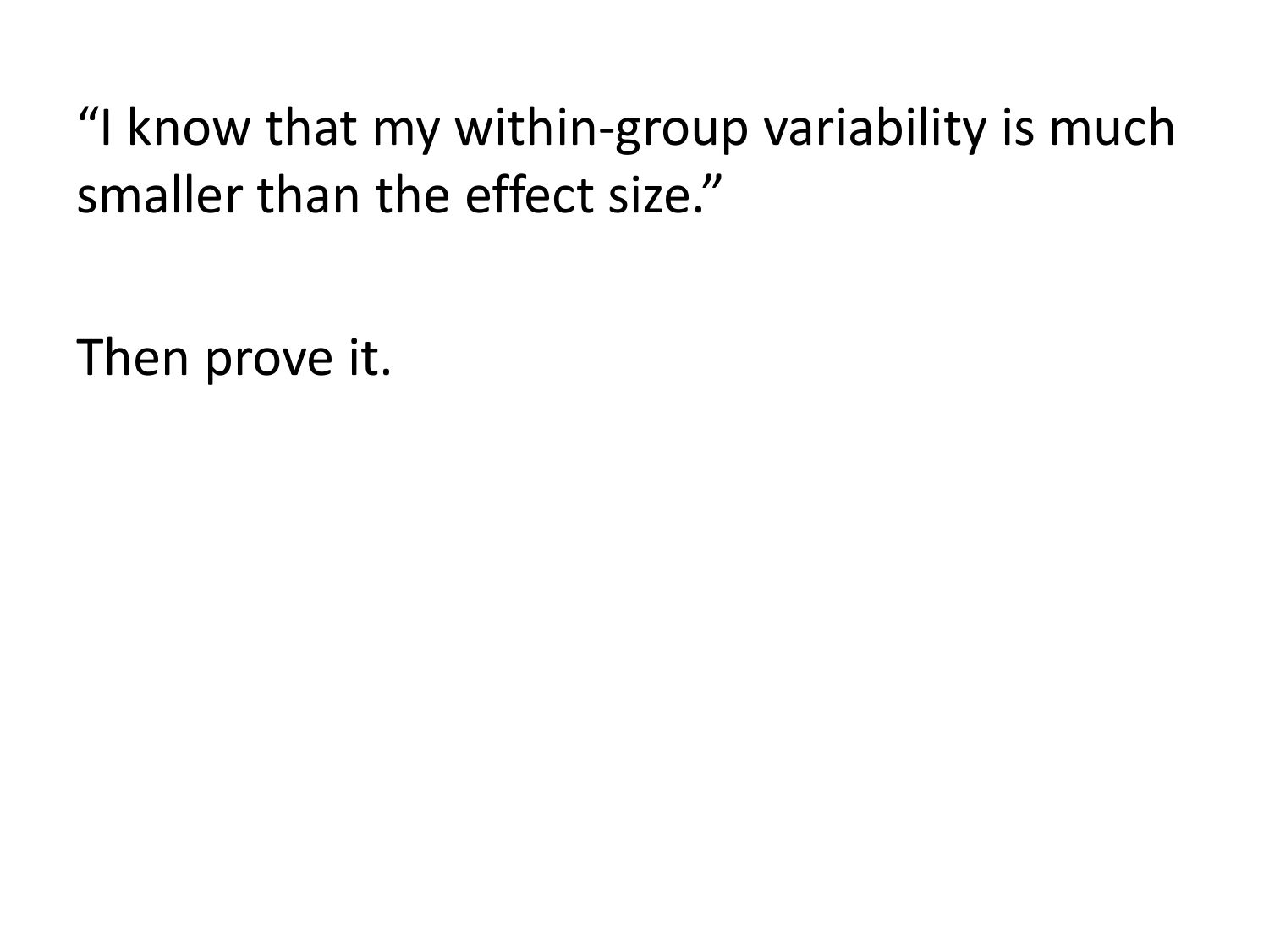“I know that my within-group variability is much smaller than the effect size.”

Then prove it.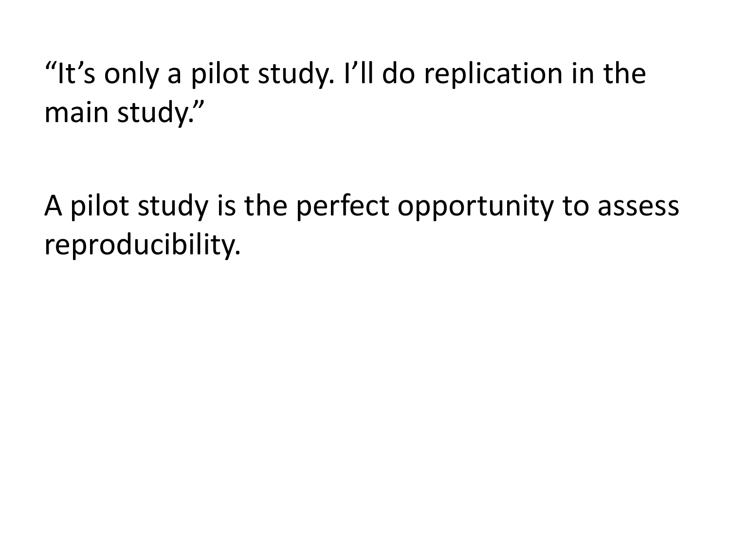"It's only a pilot study. I'll do replication in the main study."

A pilot study is the perfect opportunity to assess reproducibility.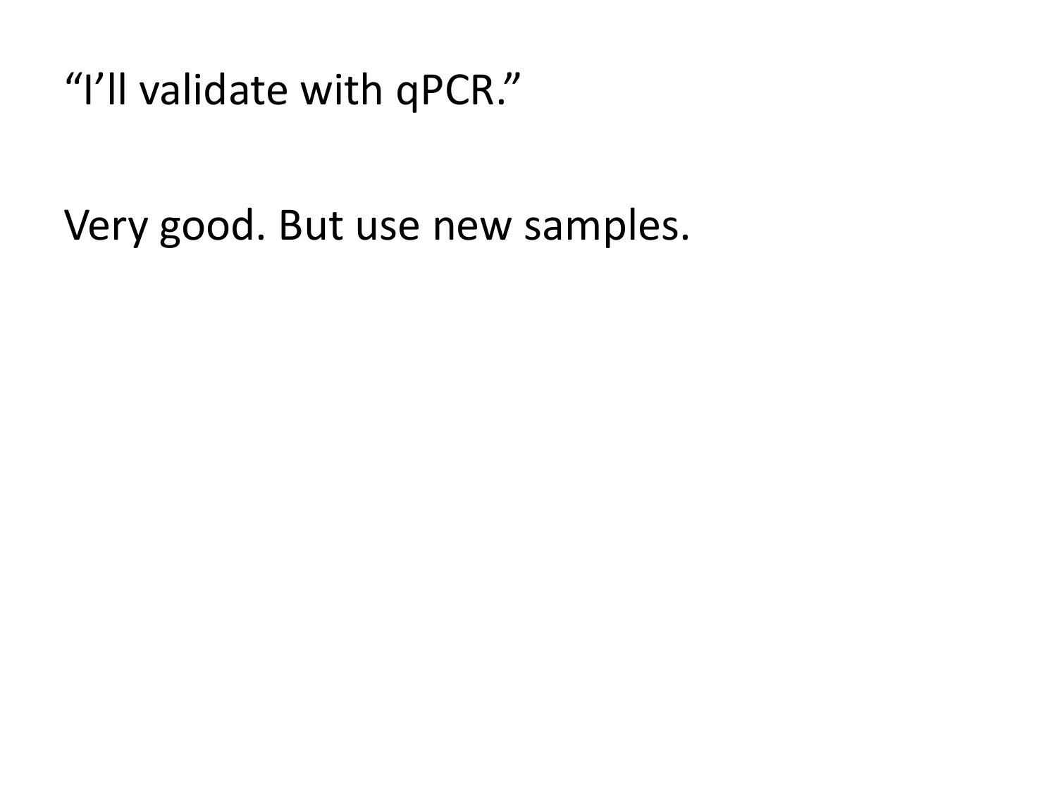“I’ll validate with qPCR.”

Very good. But use new samples.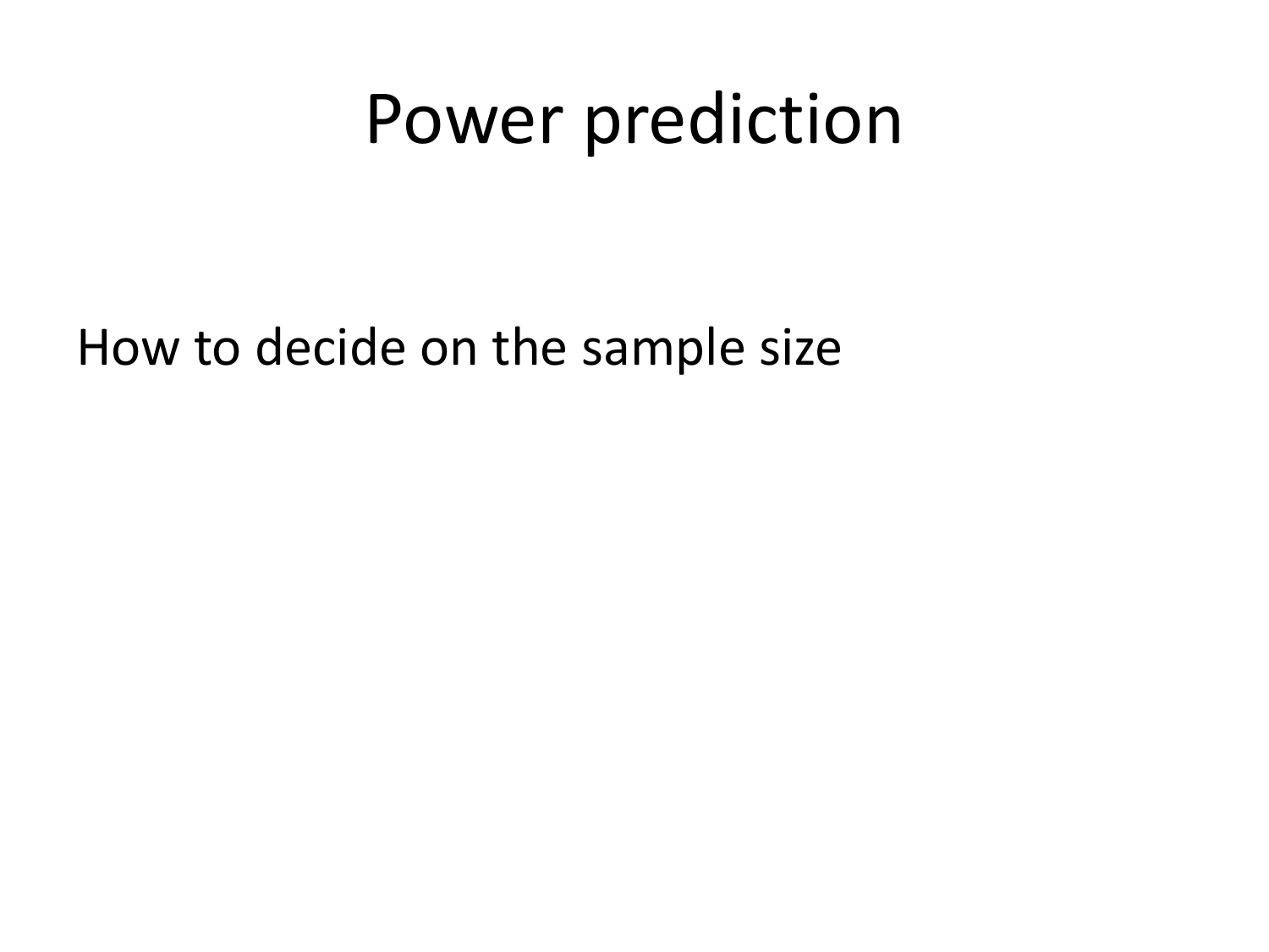# Power prediction

How to decide on the sample size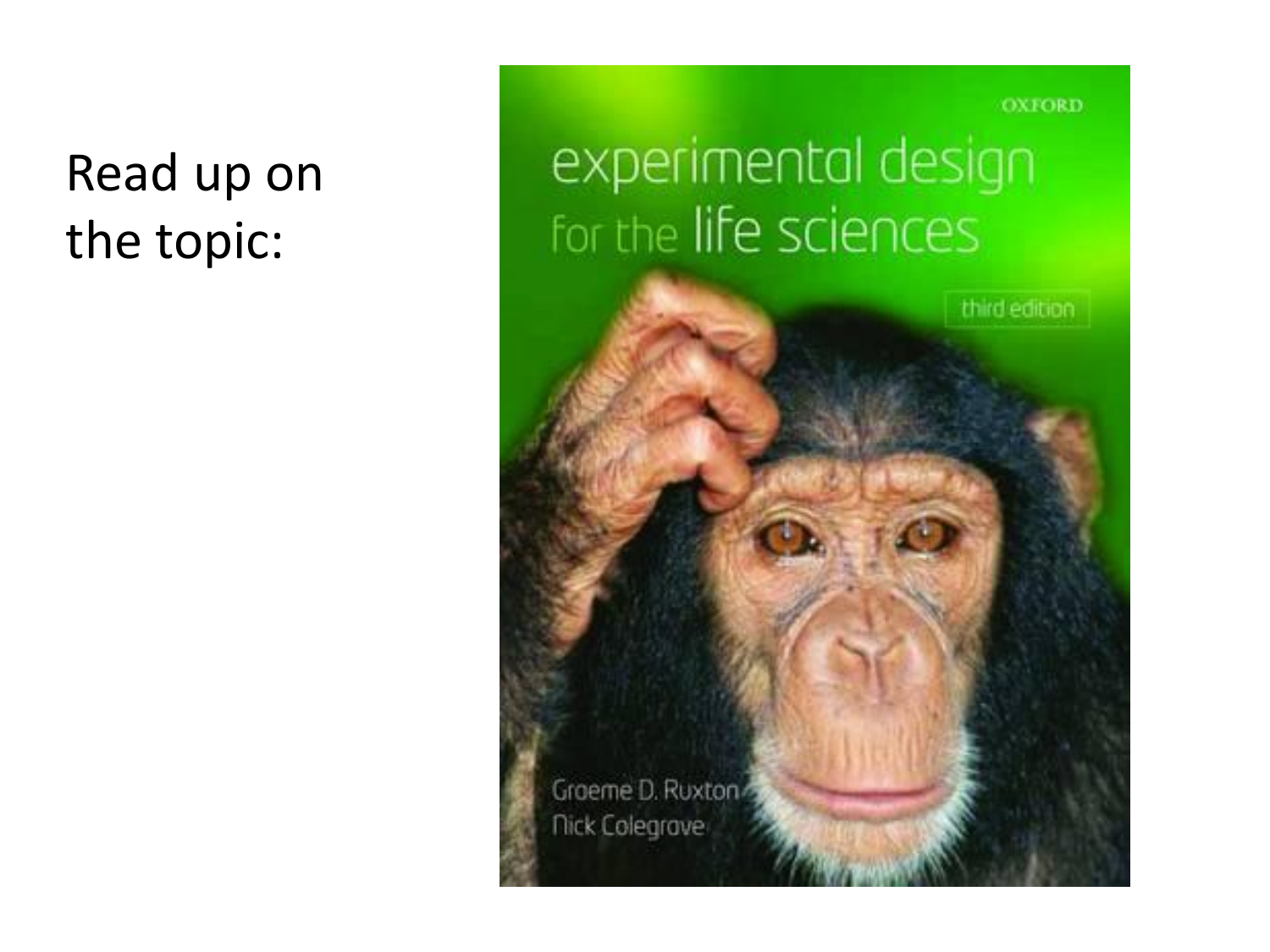Read up on the topic:

OXFORD

experimental design for the life sciences

third edition

Graeme D. Ruxton

Nick Colegrave